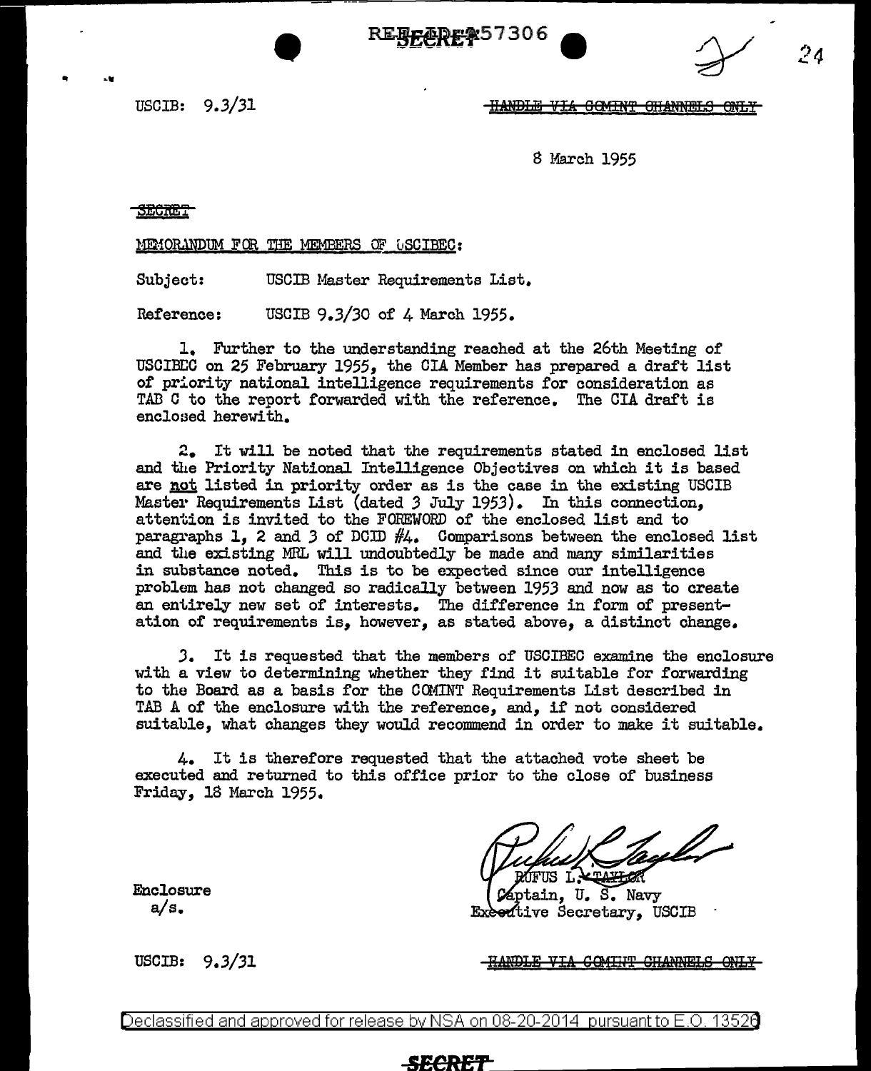REF ID:A57306

USCIB: 9.3/31

~~HANDLE VIA COMINT CHANNELS ONLY~~

8 March 1955

~~SECRET~~

MEMORANDUM FOR THE MEMBERS OF USCIBEC:

Subject: USCIB Master Requirements List.

Reference: USCIB 9.3/30 of 4 March 1955.

1. Further to the understanding reached at the 26th Meeting of USCIBEC on 25 February 1955, the CIA Member has prepared a draft list of priority national intelligence requirements for consideration as TAB C to the report forwarded with the reference. The CIA draft is enclosed herewith.

2. It will be noted that the requirements stated in enclosed list and the Priority National Intelligence Objectives on which it is based are not listed in priority order as is the case in the existing USCIB Master Requirements List (dated 3 July 1953). In this connection, attention is invited to the FOREWORD of the enclosed list and to paragraphs 1, 2 and 3 of DCID #4. Comparisons between the enclosed list and the existing MRL will undoubtedly be made and many similarities in substance noted. This is to be expected since our intelligence problem has not changed so radically between 1953 and now as to create an entirely new set of interests. The difference in form of presentation of requirements is, however, as stated above, a distinct change.

3. It is requested that the members of USCIBEC examine the enclosure with a view to determining whether they find it suitable for forwarding to the Board as a basis for the COMINT Requirements List described in TAB A of the enclosure with the reference, and, if not considered suitable, what changes they would recommend in order to make it suitable.

4. It is therefore requested that the attached vote sheet be executed and returned to this office prior to the close of business Friday, 18 March 1955.

RUFUS L. TAYLOR
Captain, U. S. Navy
Executive Secretary, USCIB

Enclosure
a/s.

USCIB: 9.3/31

~~HANDLE VIA COMINT CHANNELS ONLY~~

Declassified and approved for release by NSA on 08-20-2014 pursuant to E.O. 13526

SECRET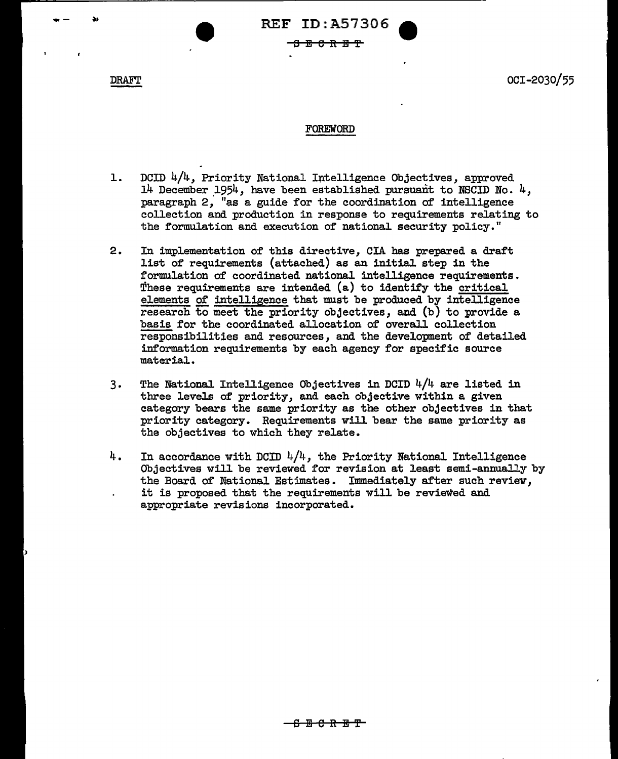REF ID:A57306

SECRET

DRAFT

OCI-2030/55

## FOREWORD

1. DCID 4/4, Priority National Intelligence Objectives, approved 14 December 1954, have been established pursuant to NSCID No. 4, paragraph 2, "as a guide for the coordination of intelligence collection and production in response to requirements relating to the formulation and execution of national security policy."

2. In implementation of this directive, CIA has prepared a draft list of requirements (attached) as an initial step in the formulation of coordinated national intelligence requirements. These requirements are intended (a) to identify the critical elements of intelligence that must be produced by intelligence research to meet the priority objectives, and (b) to provide a basis for the coordinated allocation of overall collection responsibilities and resources, and the development of detailed information requirements by each agency for specific source material.

3. The National Intelligence Objectives in DCID 4/4 are listed in three levels of priority, and each objective within a given category bears the same priority as the other objectives in that priority category. Requirements will bear the same priority as the objectives to which they relate.

4. In accordance with DCID 4/4, the Priority National Intelligence Objectives will be reviewed for revision at least semi-annually by the Board of National Estimates. Immediately after such review, it is proposed that the requirements will be reviewed and appropriate revisions incorporated.

SECRET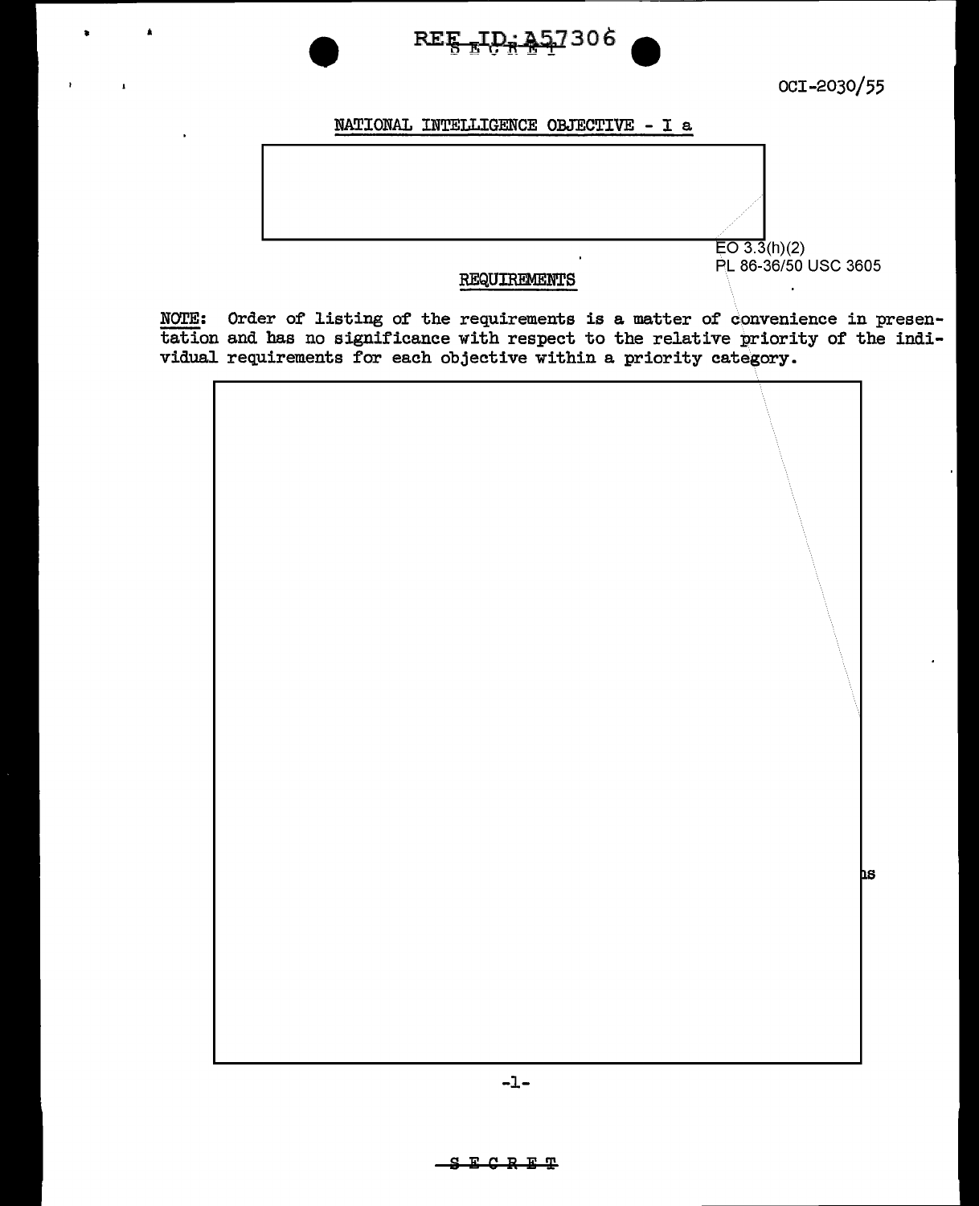OCI-2030/55

NATIONAL INTELLIGENCE OBJECTIVE - I a

EO 3.3(h)(2)
PL 86-36/50 USC 3605

REQUIREMENTS

NOTE: Order of listing of the requirements is a matter of convenience in presentation and has no significance with respect to the relative priority of the individual requirements for each objective within a priority category.

ns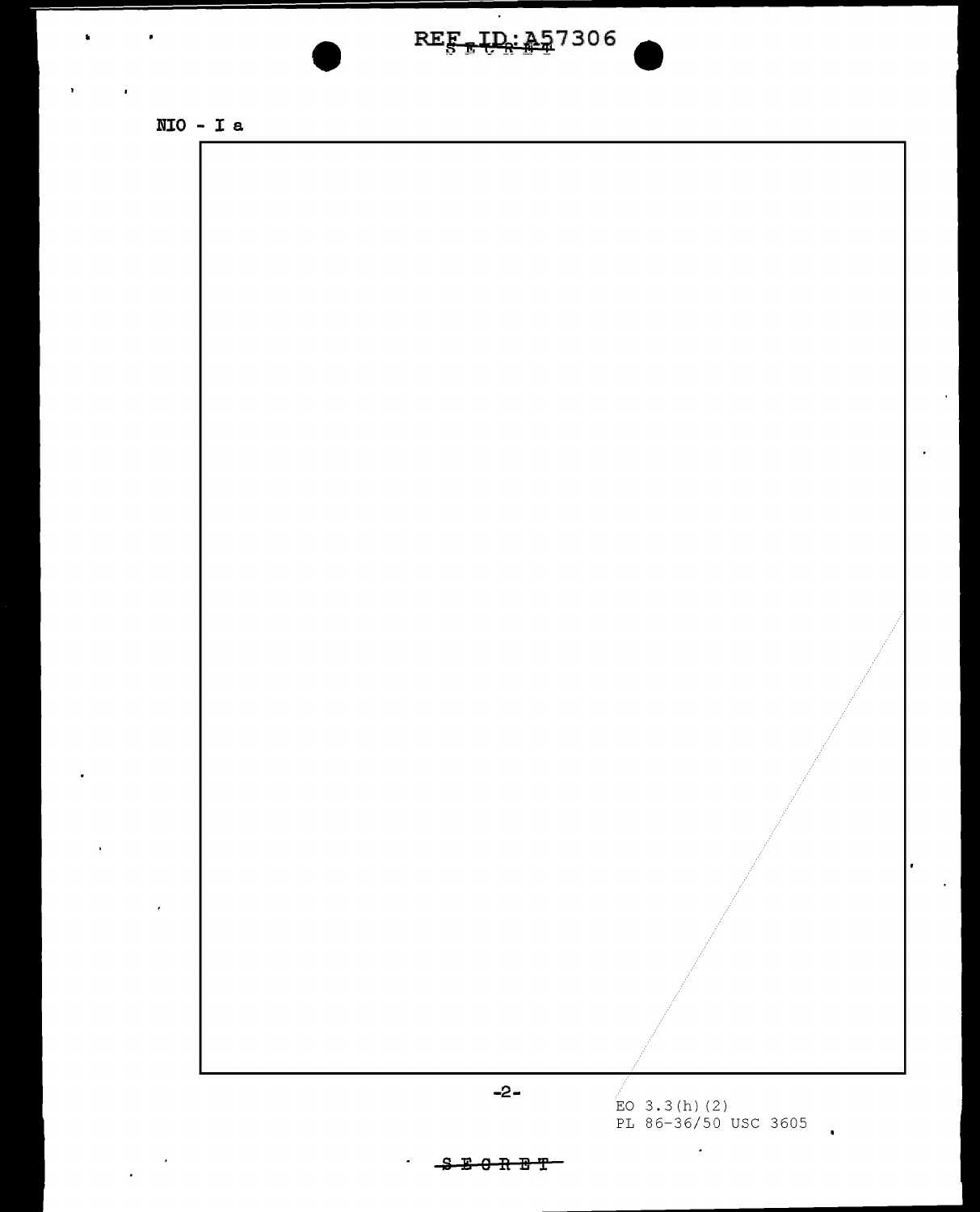NIO - I a

EO 3.3(h)(2)
PL 86-36/50 USC 3605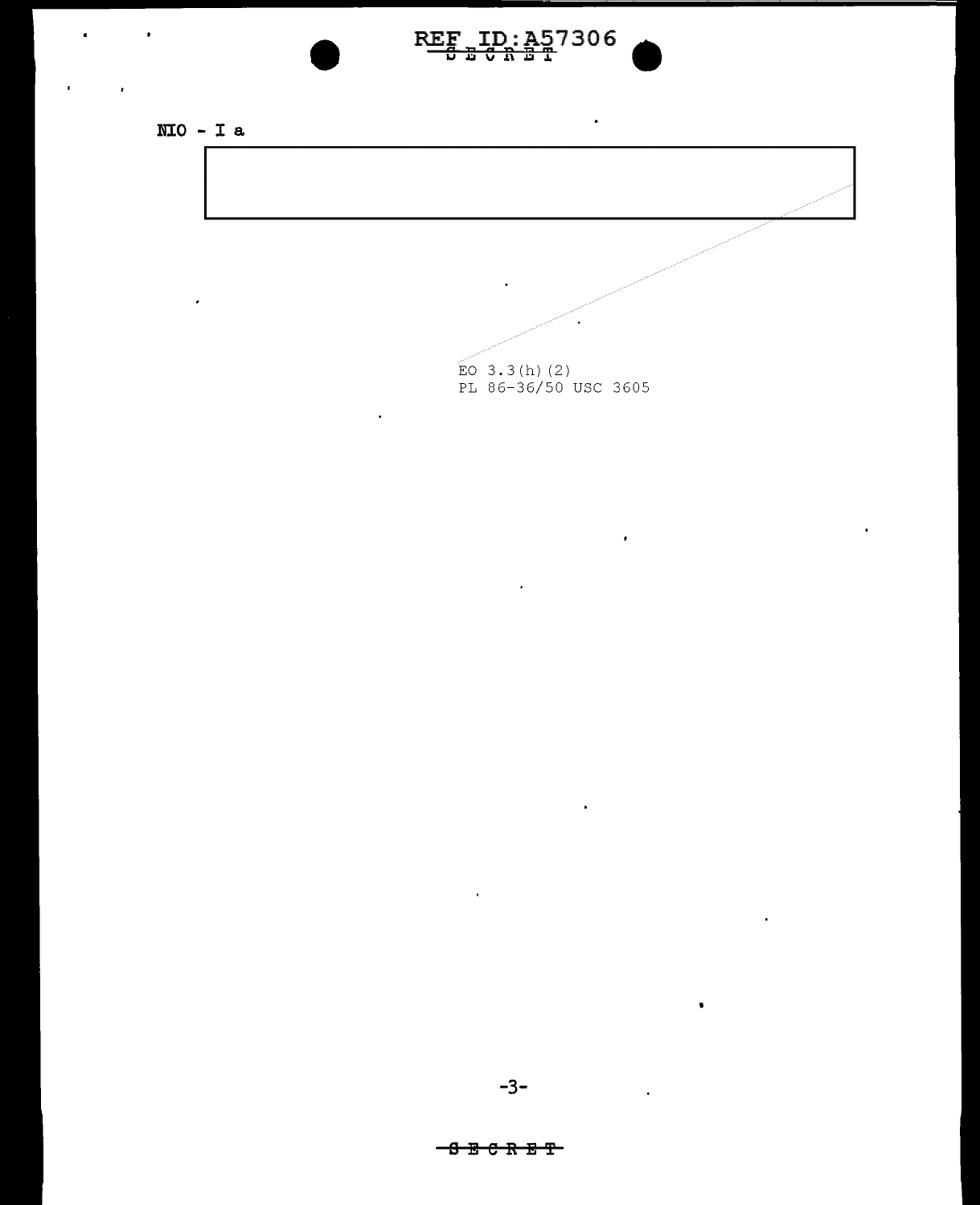NIO - I a

EO 3.3(h)(2)
PL 86-36/50 USC 3605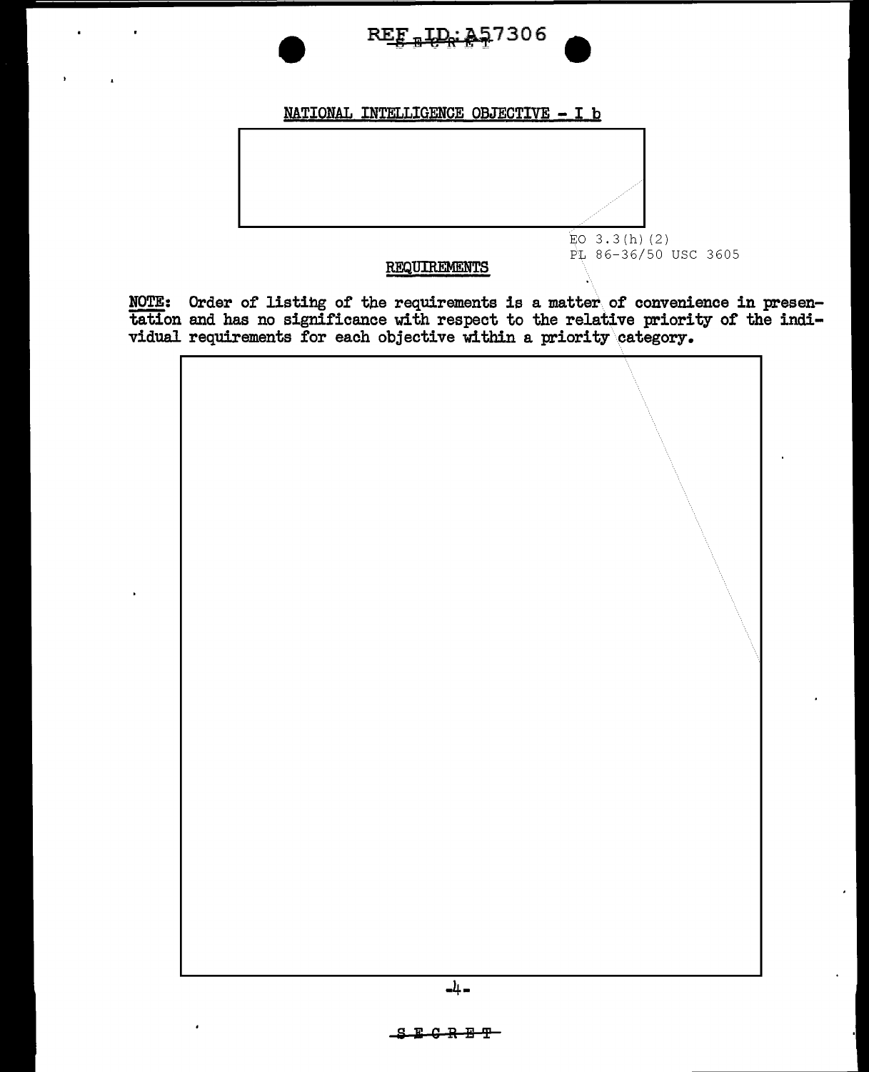## NATIONAL INTELLIGENCE OBJECTIVE - I b

EO 3.3(h)(2)
PL 86-36/50 USC 3605

### REQUIREMENTS

**NOTE:** Order of listing of the requirements is a matter of convenience in presentation and has no significance with respect to the relative priority of the individual requirements for each objective within a priority category.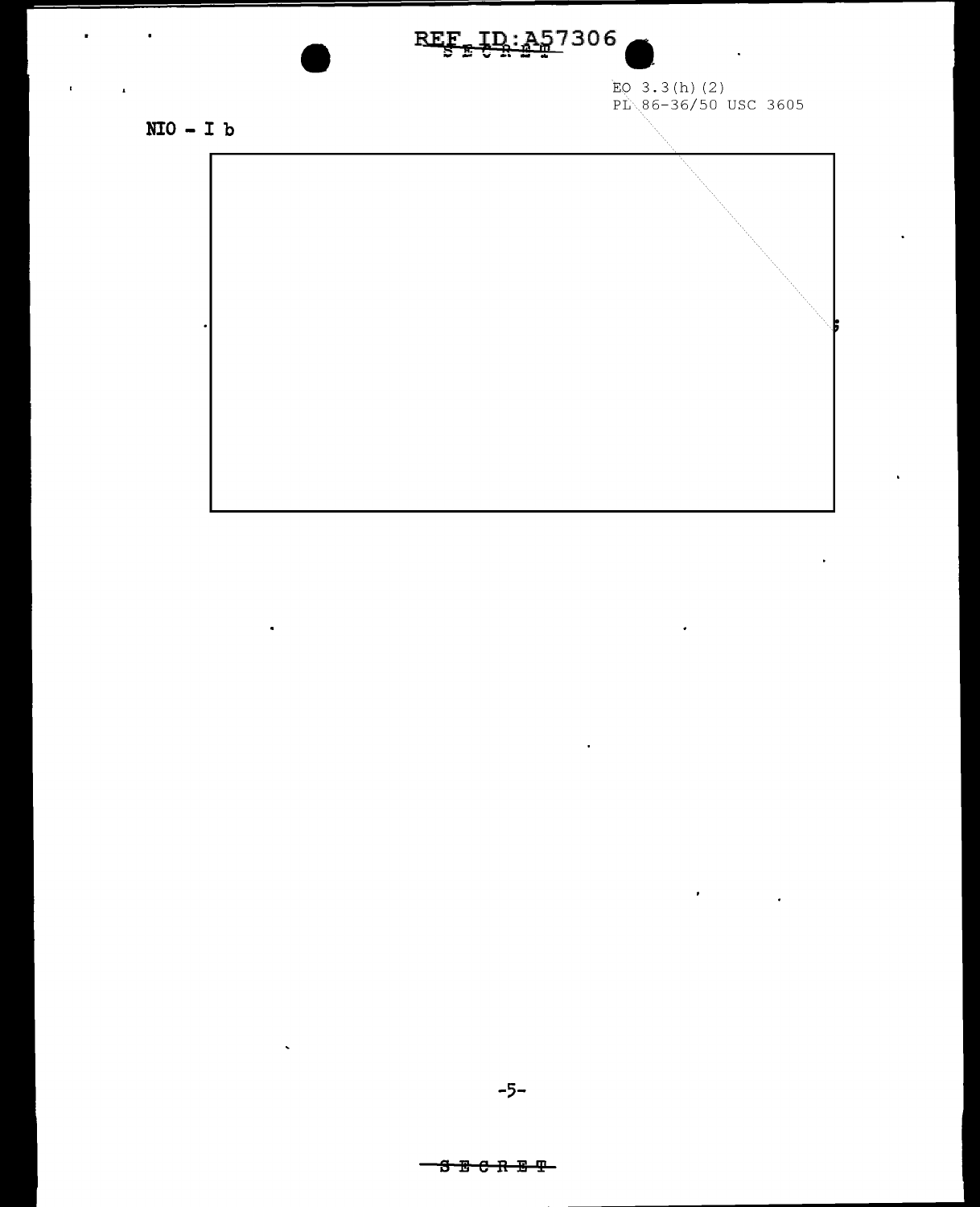EO 3.3(h)(2)
PL 86-36/50 USC 3605

NIO - I b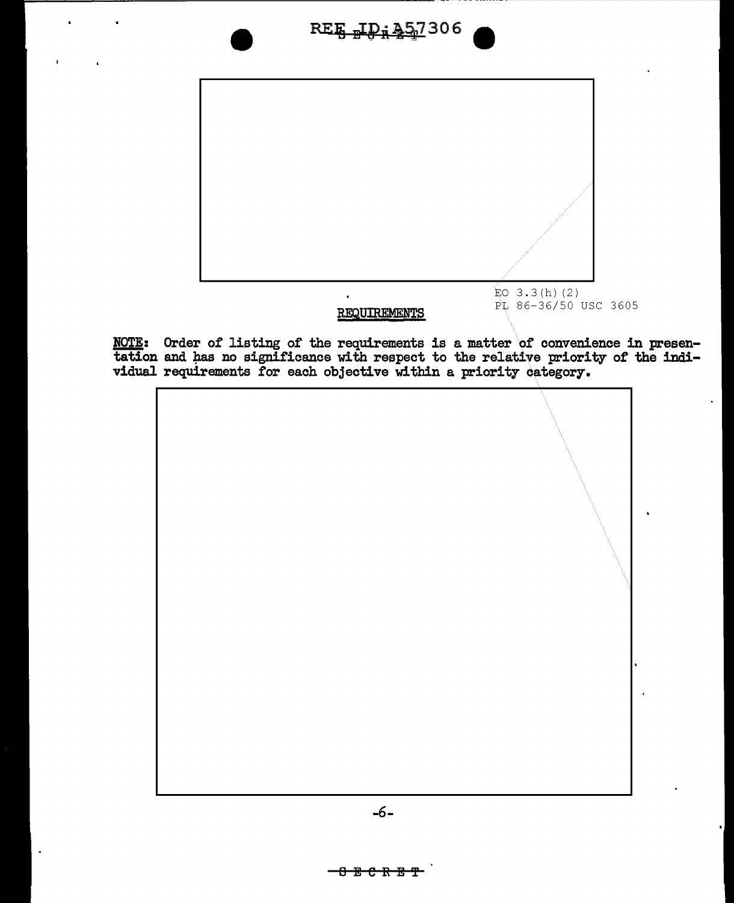EO 3.3(h)(2)
PL 86-36/50 USC 3605

## REQUIREMENTS

**NOTE:** Order of listing of the requirements is a matter of convenience in presentation and has no significance with respect to the relative priority of the individual requirements for each objective within a priority category.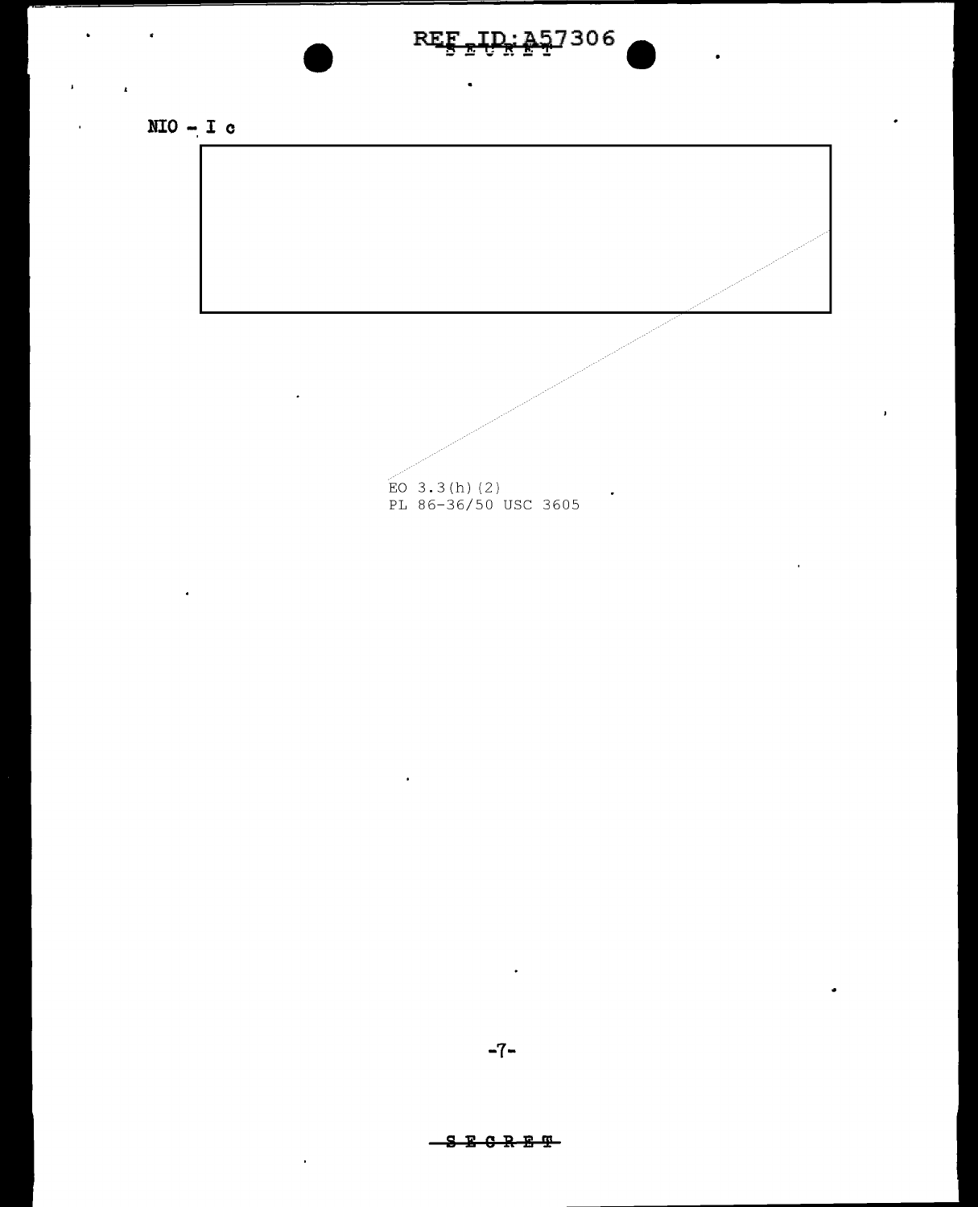NIO - I c

EO 3.3(h)(2)
PL 86-36/50 USC 3605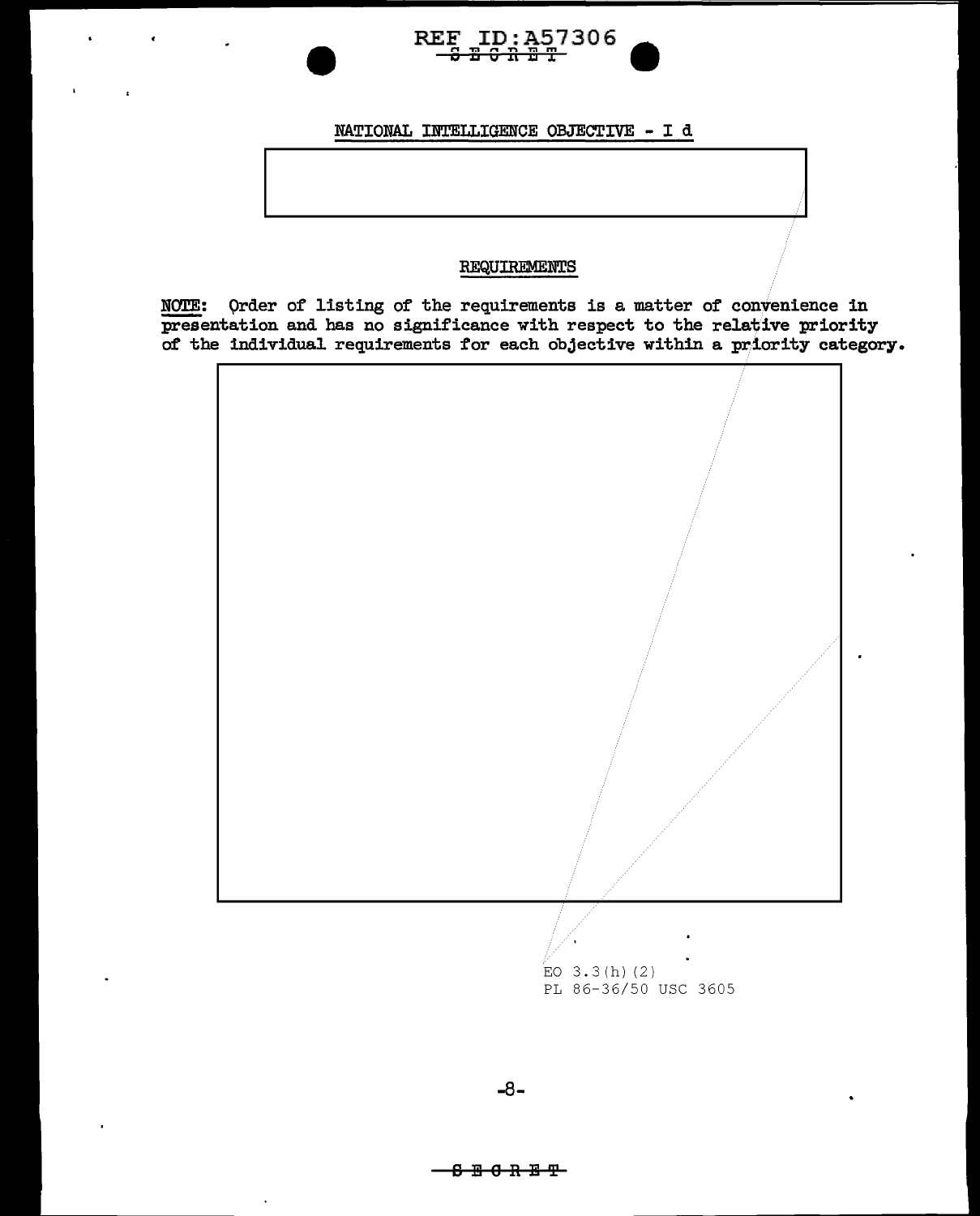## NATIONAL INTELLIGENCE OBJECTIVE - I d

### REQUIREMENTS

**NOTE:** Order of listing of the requirements is a matter of convenience in presentation and has no significance with respect to the relative priority of the individual requirements for each objective within a priority category.

EO 3.3(h)(2)
PL 86-36/50 USC 3605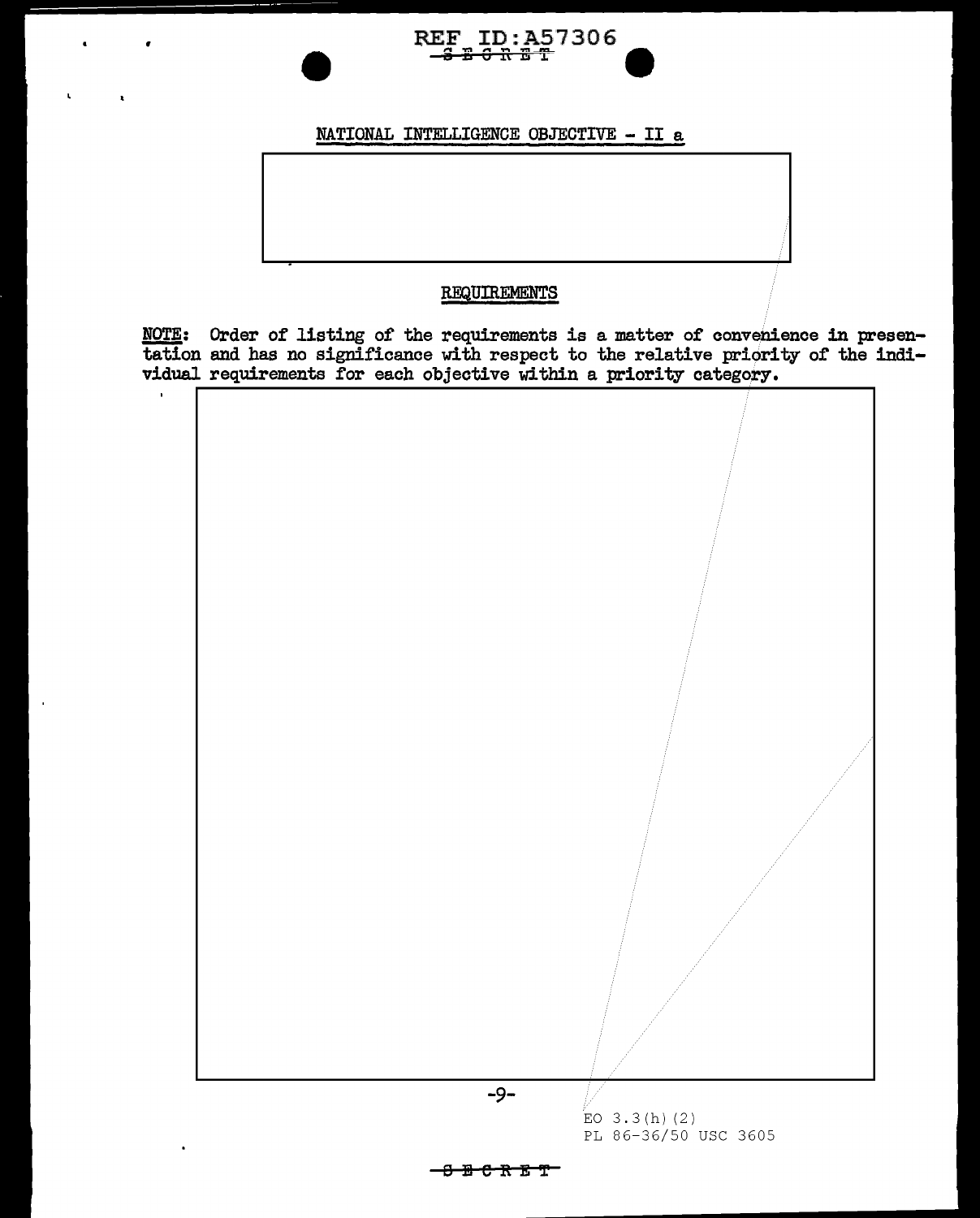## NATIONAL INTELLIGENCE OBJECTIVE - II a

### REQUIREMENTS

**NOTE:** Order of listing of the requirements is a matter of convenience in presentation and has no significance with respect to the relative priority of the individual requirements for each objective within a priority category.

EO 3.3(h)(2)
PL 86-36/50 USC 3605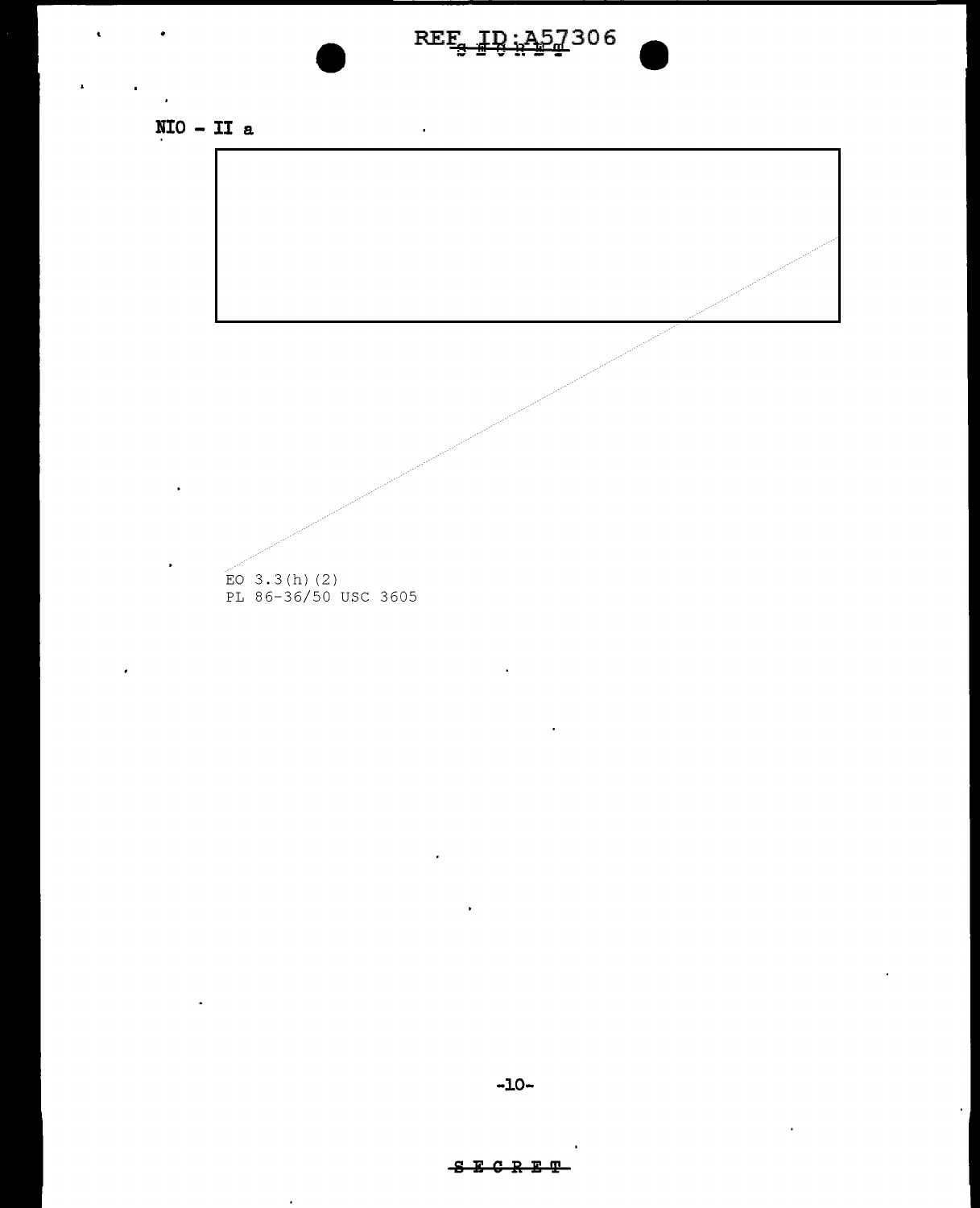NIO - II a

EO 3.3(h)(2)
PL 86-36/50 USC 3605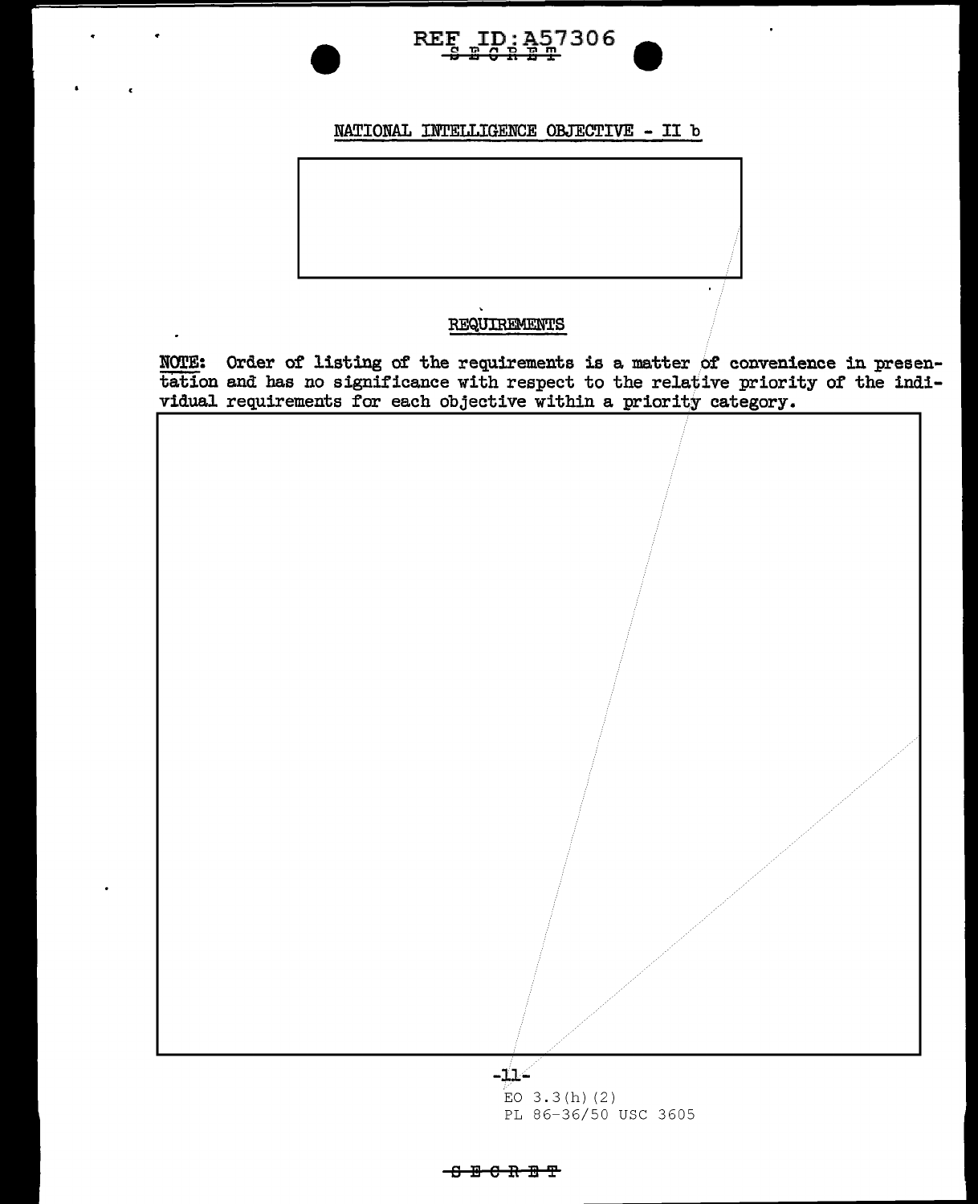NATIONAL INTELLIGENCE OBJECTIVE - II b

REQUIREMENTS

NOTE: Order of listing of the requirements is a matter of convenience in presentation and has no significance with respect to the relative priority of the individual requirements for each objective within a priority category.

EO 3.3(h)(2)
PL 86-36/50 USC 3605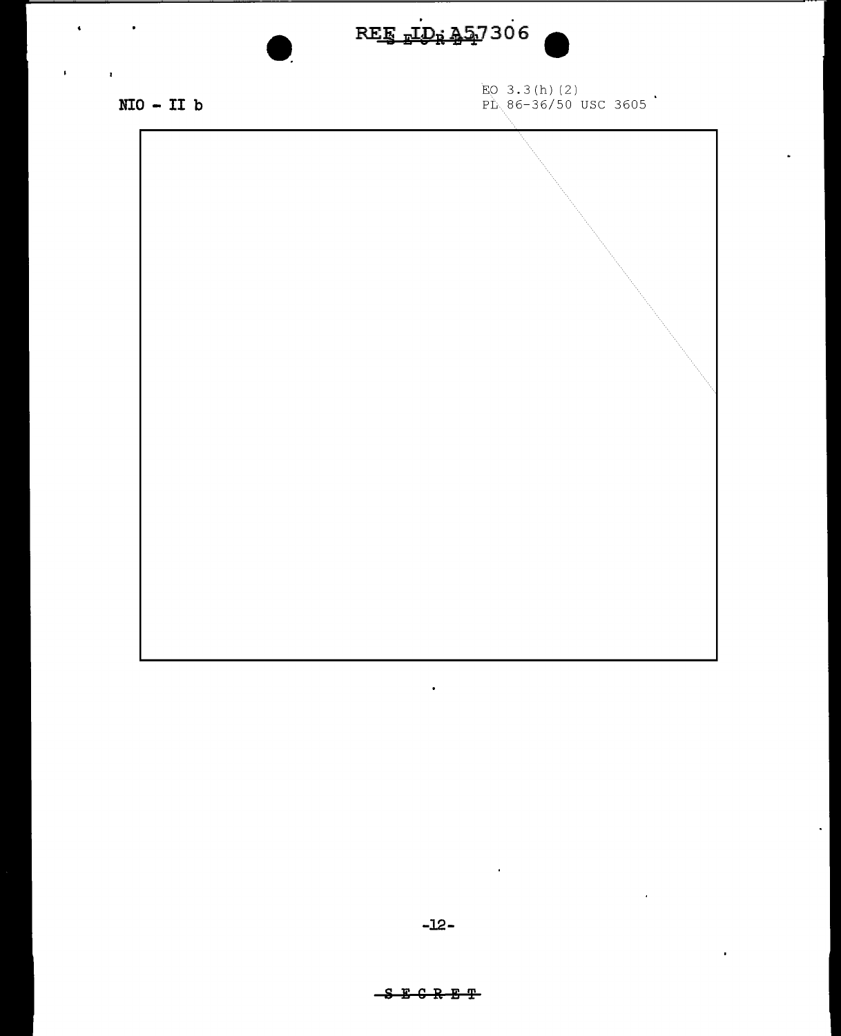NIO - II b

EO 3.3(h)(2)
PL 86-36/50 USC 3605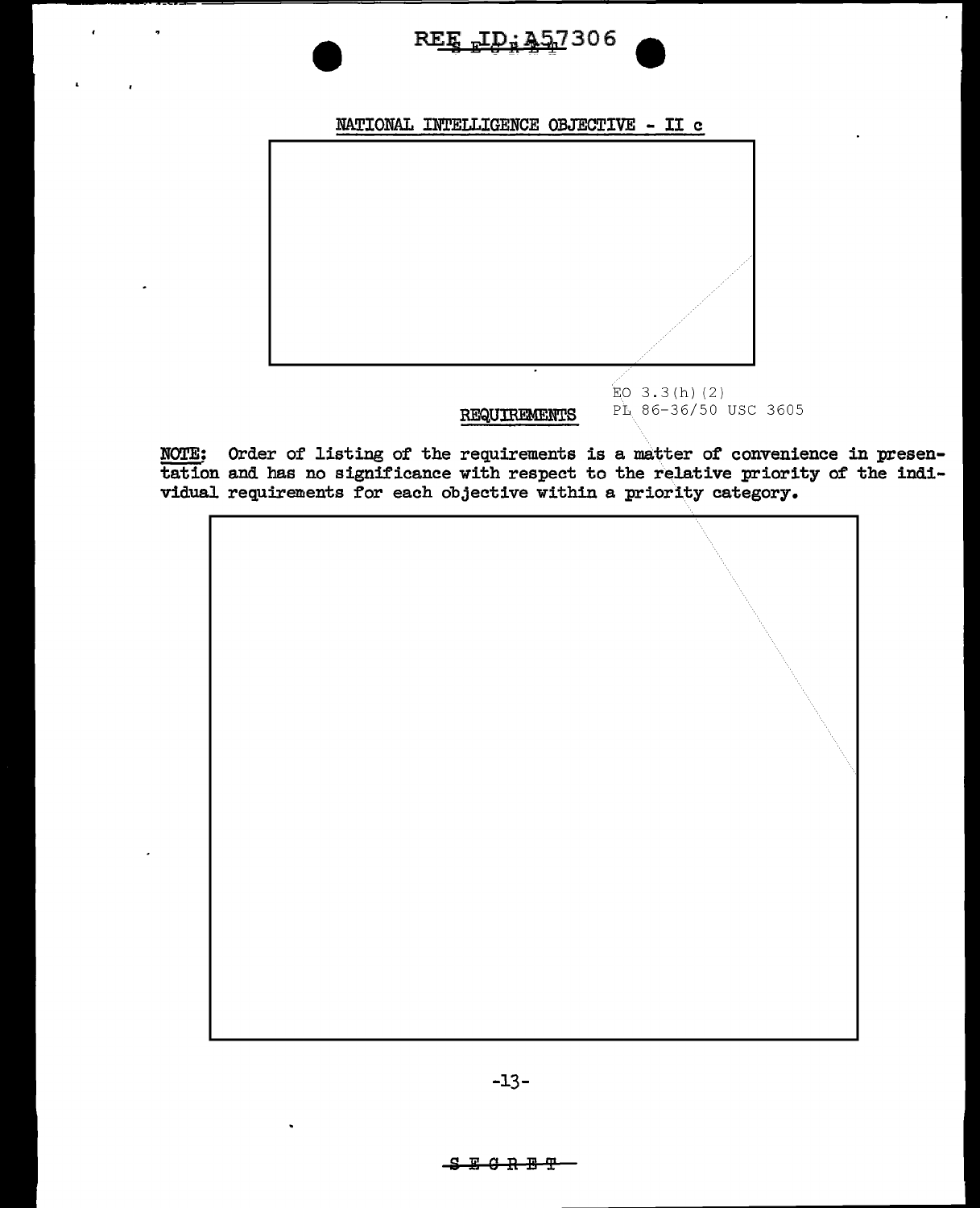## NATIONAL INTELLIGENCE OBJECTIVE - II c

EO 3.3(h)(2)
PL 86-36/50 USC 3605

## REQUIREMENTS

**NOTE:** Order of listing of the requirements is a matter of convenience in presentation and has no significance with respect to the relative priority of the individual requirements for each objective within a priority category.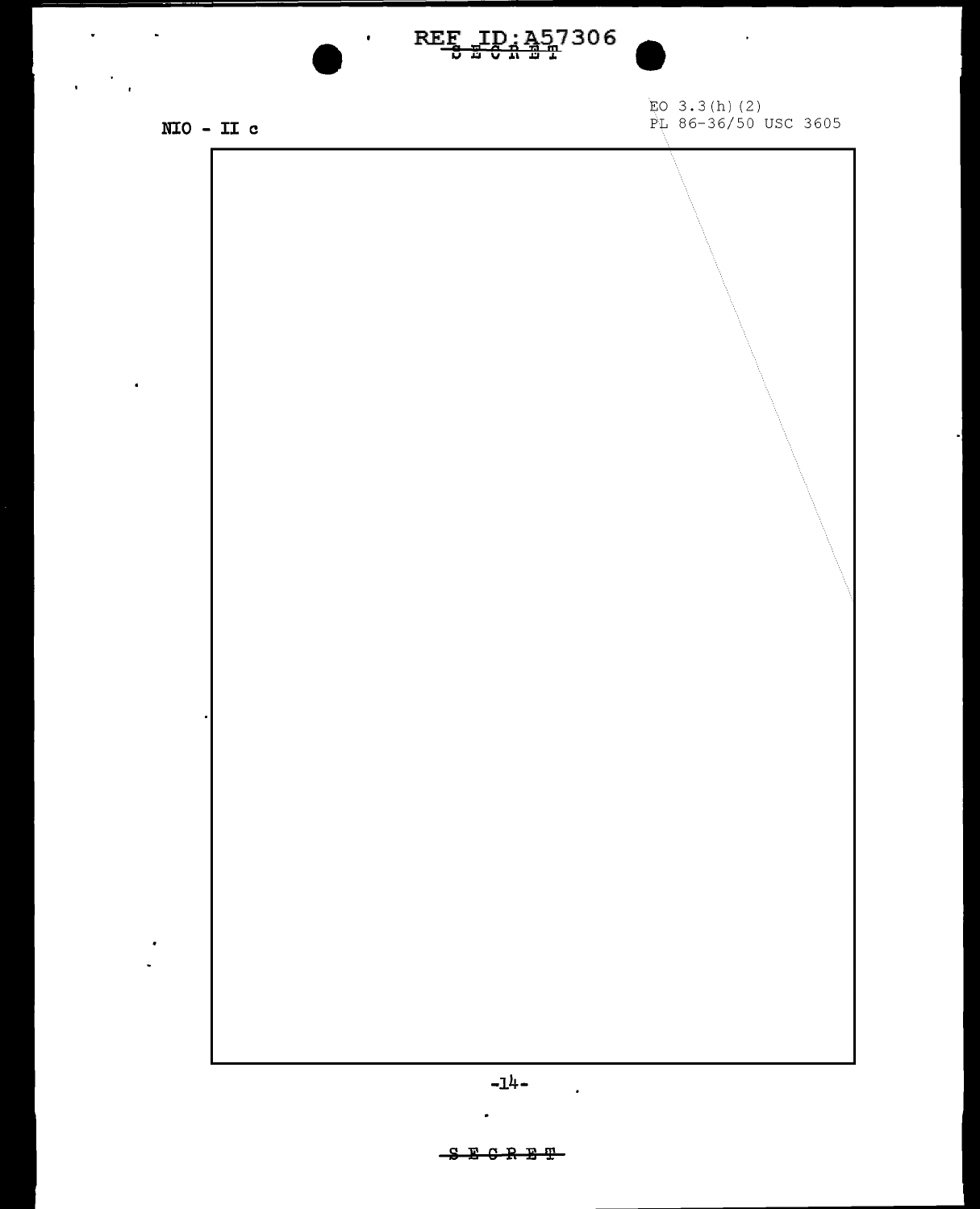NIO - II c

EO 3.3(h)(2)
PL 86-36/50 USC 3605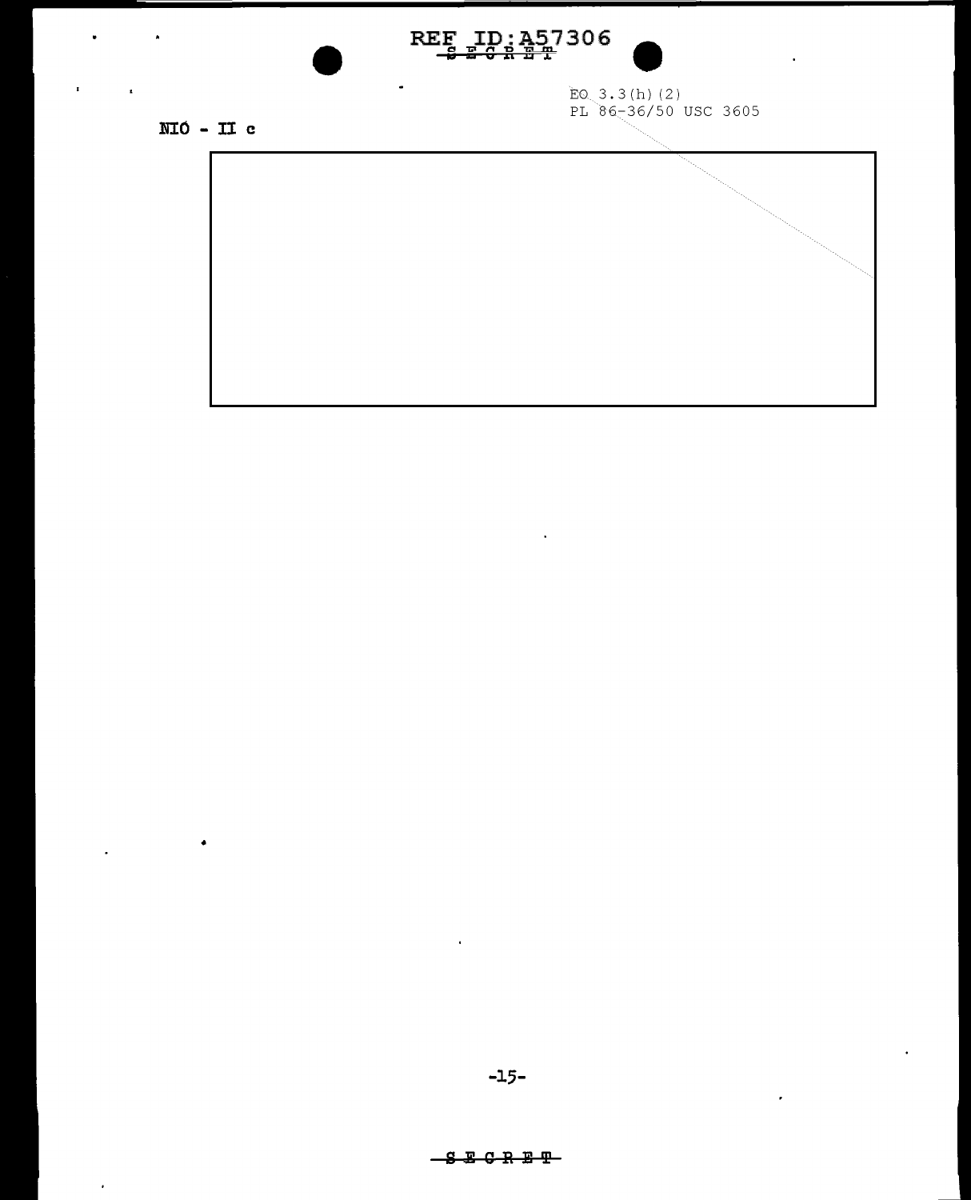EO 3.3(h)(2)
PL 86-36/50 USC 3605

NIO - II c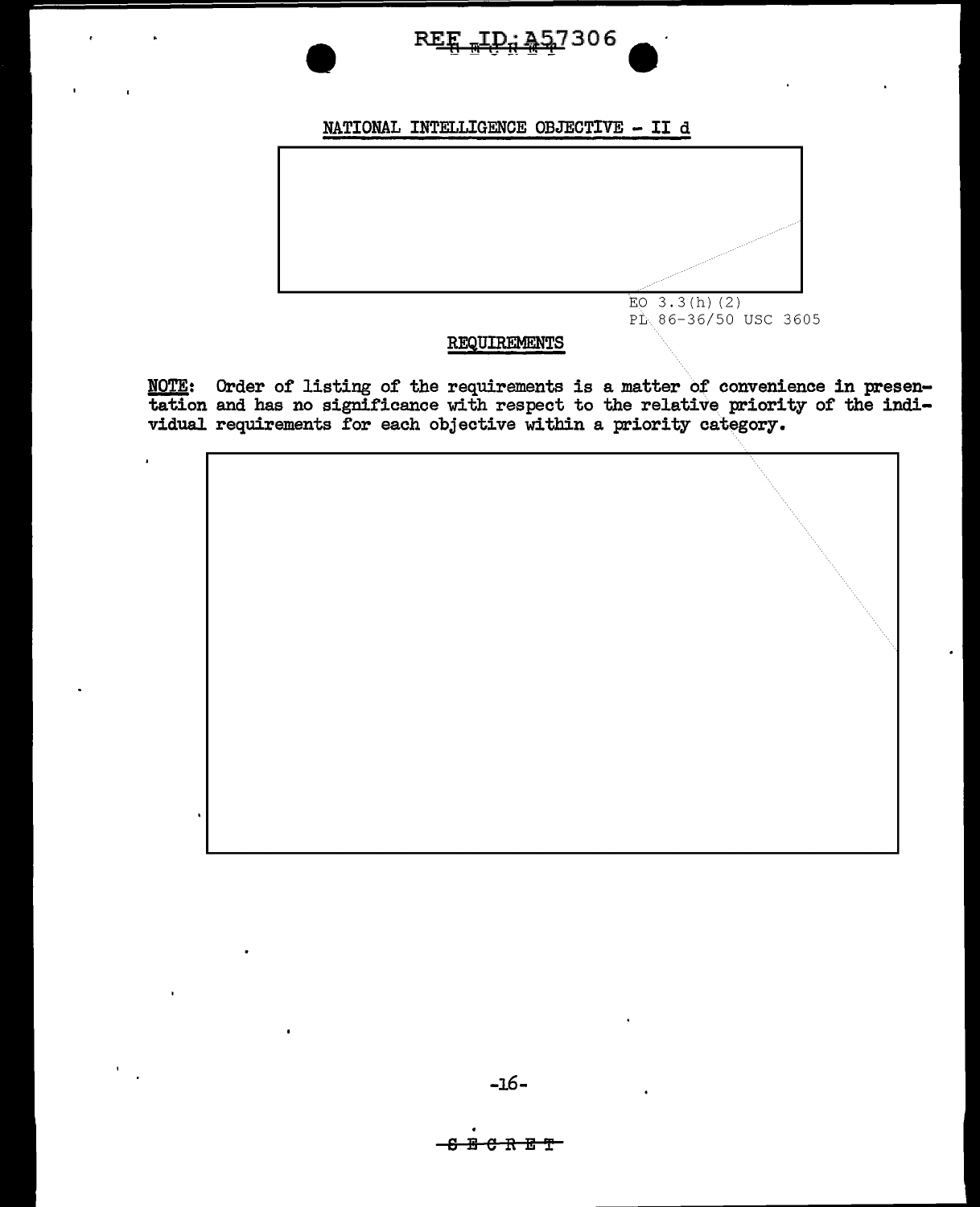NATIONAL INTELLIGENCE OBJECTIVE - II d

EO 3.3(h)(2)
PL 86-36/50 USC 3605

REQUIREMENTS

**NOTE**: Order of listing of the requirements is a matter of convenience in presentation and has no significance with respect to the relative priority of the individual requirements for each objective within a priority category.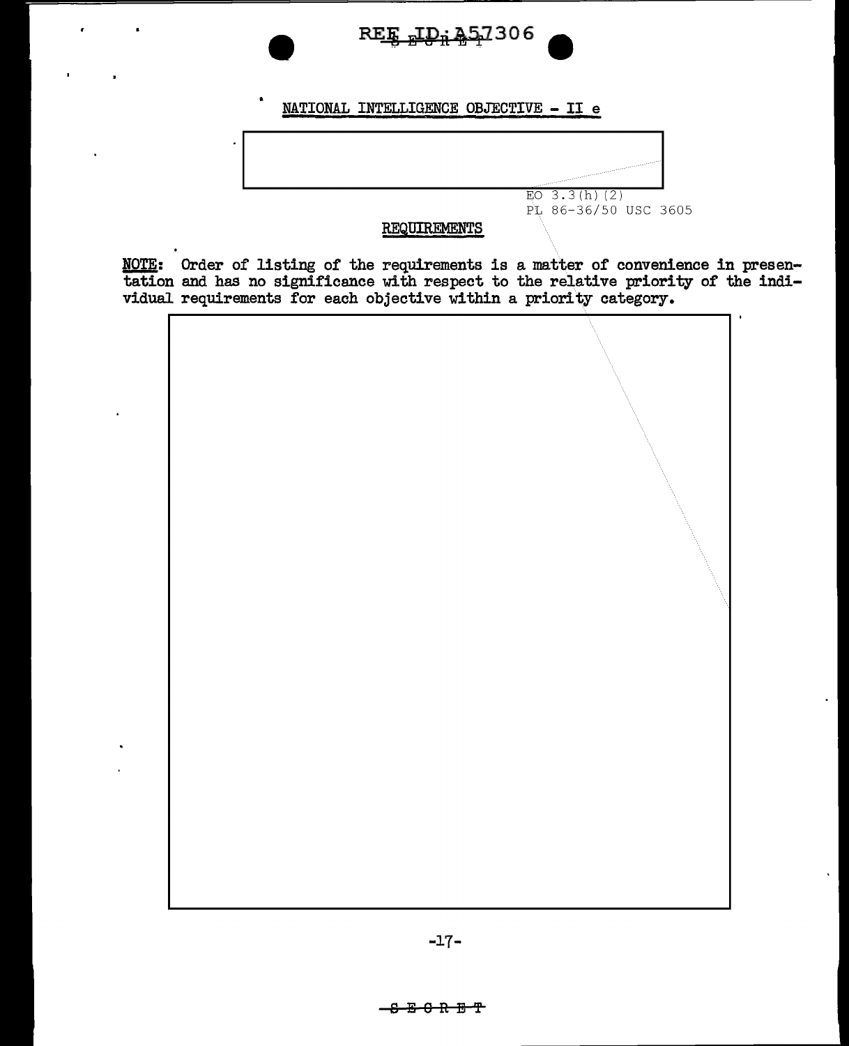NATIONAL INTELLIGENCE OBJECTIVE - II e

EO 3.3(h)(2)
PL 86-36/50 USC 3605

REQUIREMENTS

**NOTE:** Order of listing of the requirements is a matter of convenience in presentation and has no significance with respect to the relative priority of the individual requirements for each objective within a priority category.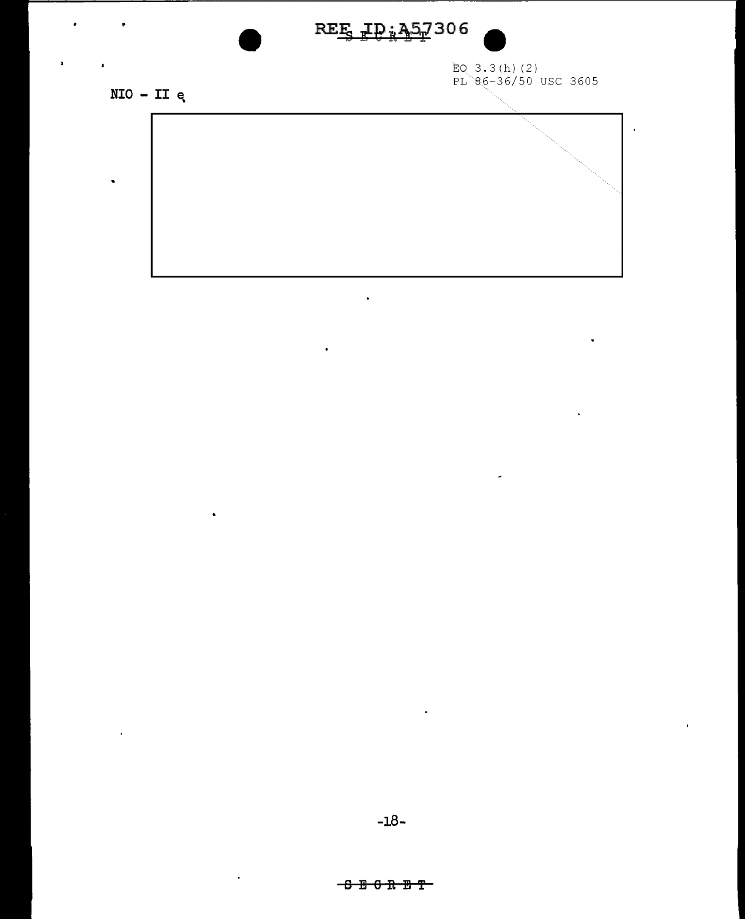EO 3.3(h)(2)
PL 86-36/50 USC 3605

NIO - II e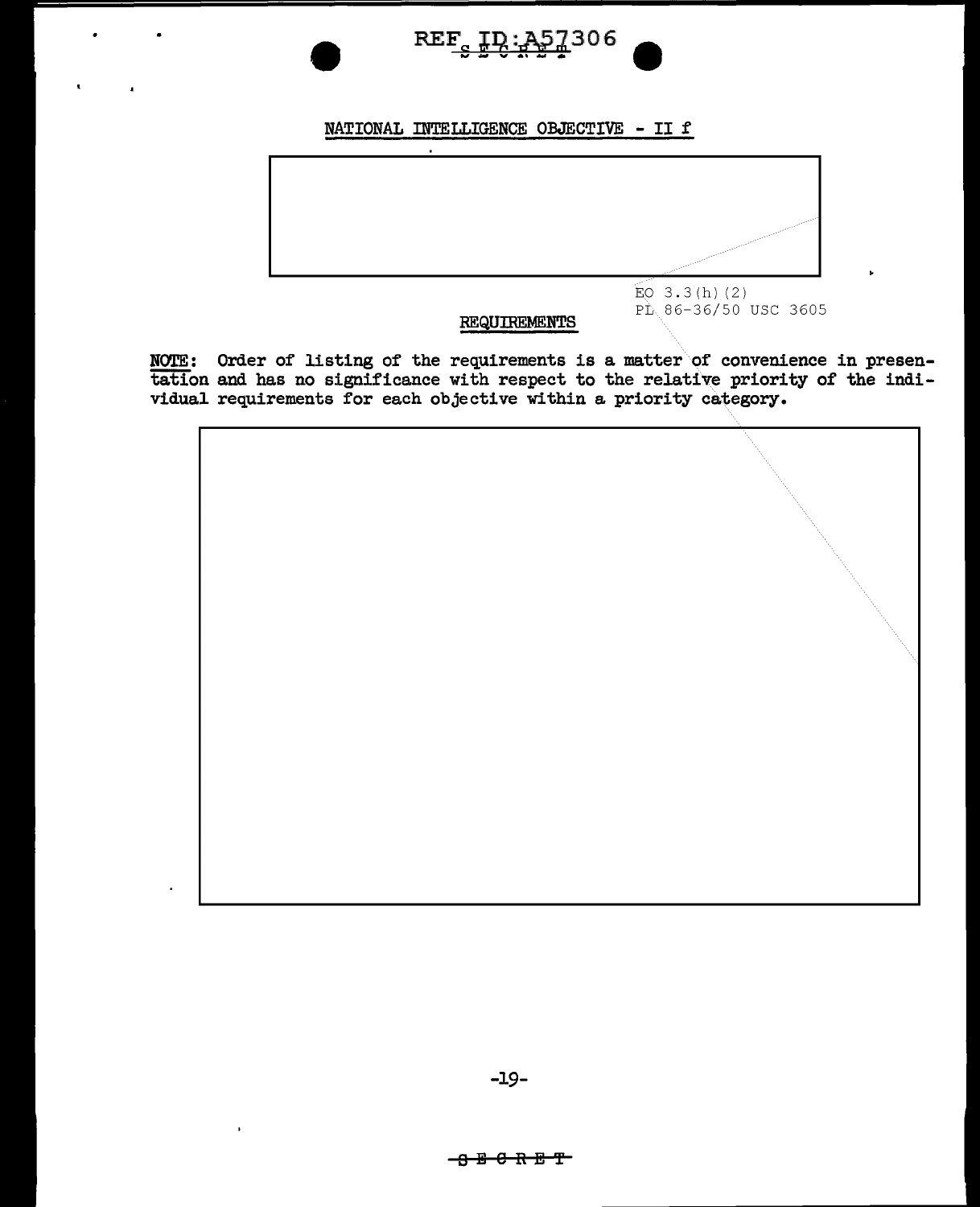NATIONAL INTELLIGENCE OBJECTIVE - II f

EO 3.3(h)(2)
PL 86-36/50 USC 3605

REQUIREMENTS

**NOTE**: Order of listing of the requirements is a matter of convenience in presentation and has no significance with respect to the relative priority of the individual requirements for each objective within a priority category.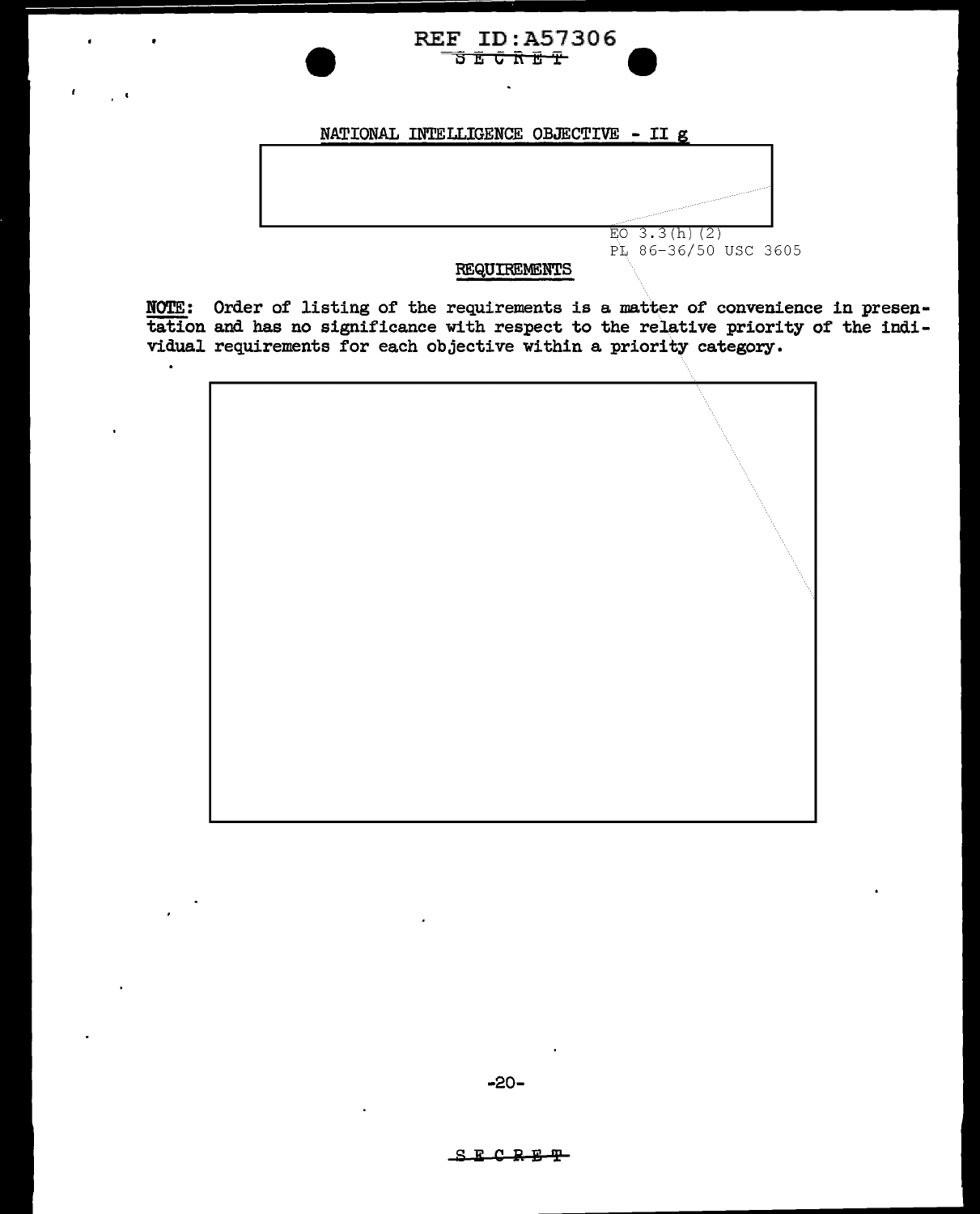NATIONAL INTELLIGENCE OBJECTIVE - II g

EO 3.3(h)(2)
PL 86-36/50 USC 3605

## REQUIREMENTS

**NOTE:** Order of listing of the requirements is a matter of convenience in presentation and has no significance with respect to the relative priority of the individual requirements for each objective within a priority category.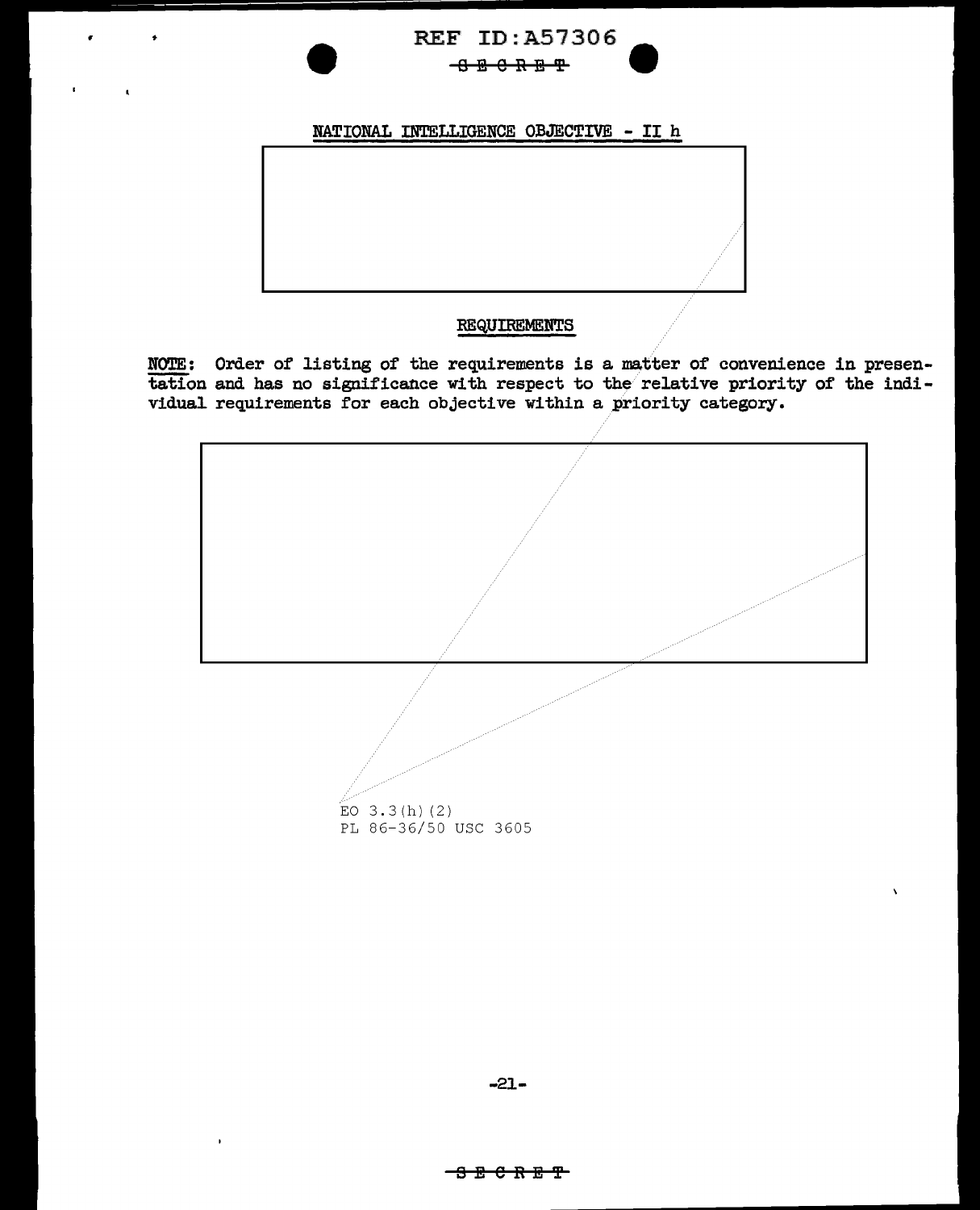## NATIONAL INTELLIGENCE OBJECTIVE - II h

### REQUIREMENTS

NOTE: Order of listing of the requirements is a matter of convenience in presentation and has no significance with respect to the relative priority of the individual requirements for each objective within a priority category.

EO 3.3(h)(2)
PL 86-36/50 USC 3605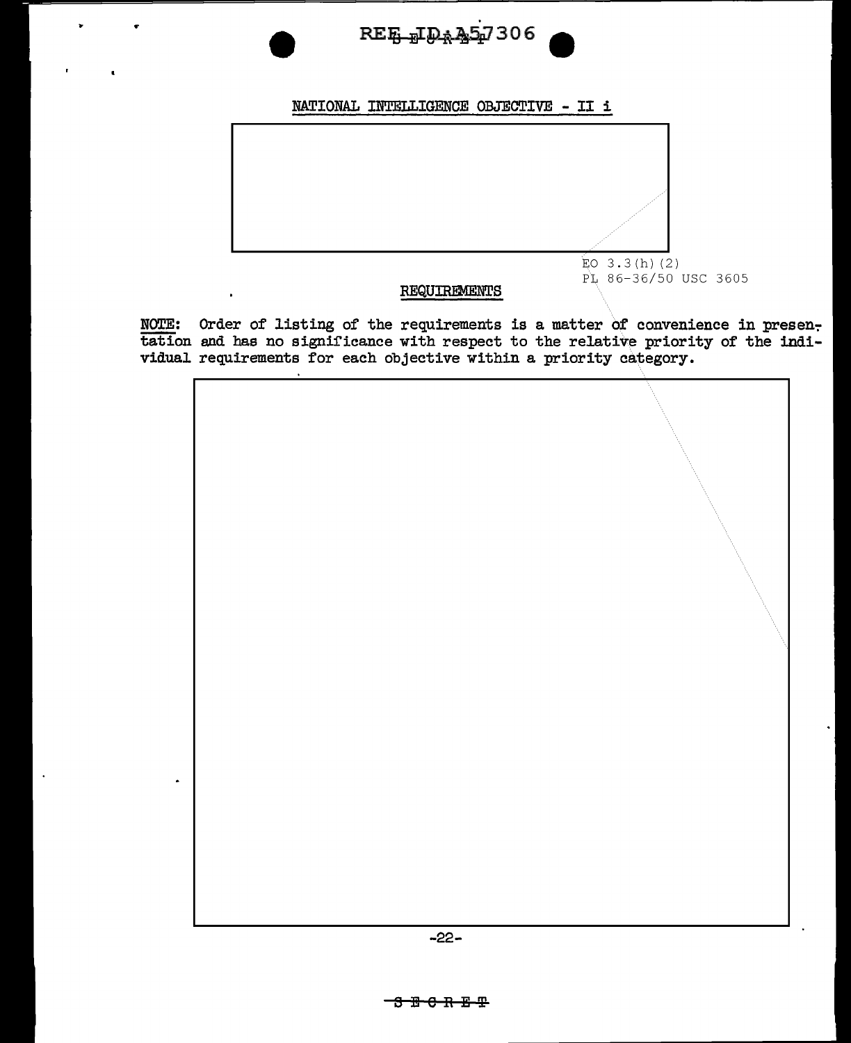NATIONAL INTELLIGENCE OBJECTIVE - II i

EO 3.3(h)(2)
PL 86-36/50 USC 3605

REQUIREMENTS

NOTE: Order of listing of the requirements is a matter of convenience in presentation and has no significance with respect to the relative priority of the individual requirements for each objective within a priority category.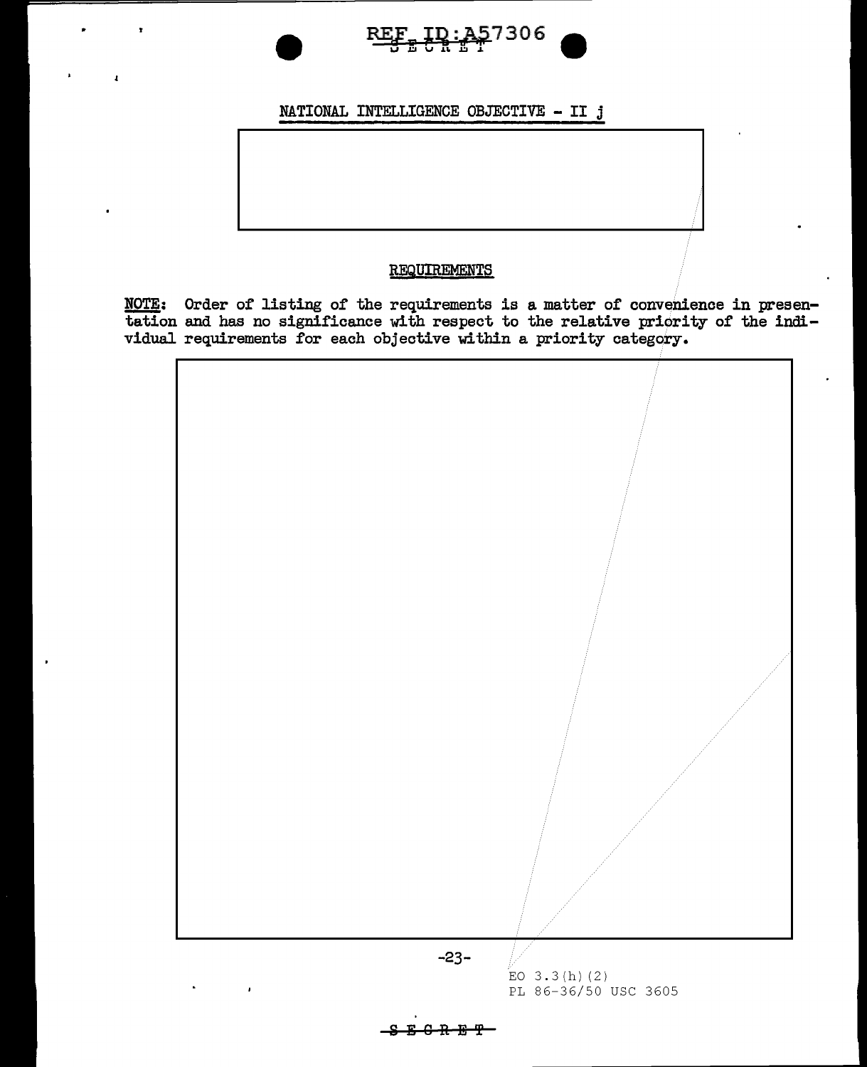NATIONAL INTELLIGENCE OBJECTIVE - II j

REQUIREMENTS

**NOTE:** Order of listing of the requirements is a matter of convenience in presentation and has no significance with respect to the relative priority of the individual requirements for each objective within a priority category.

EO 3.3(h)(2)
PL 86-36/50 USC 3605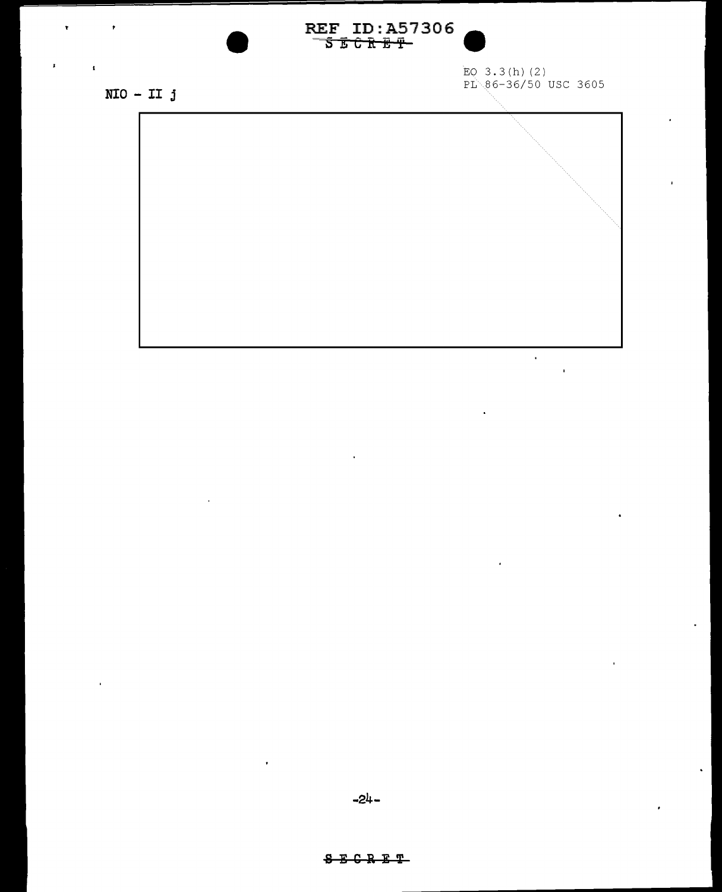EO 3.3(h)(2)
PL 86-36/50 USC 3605

NIO - II j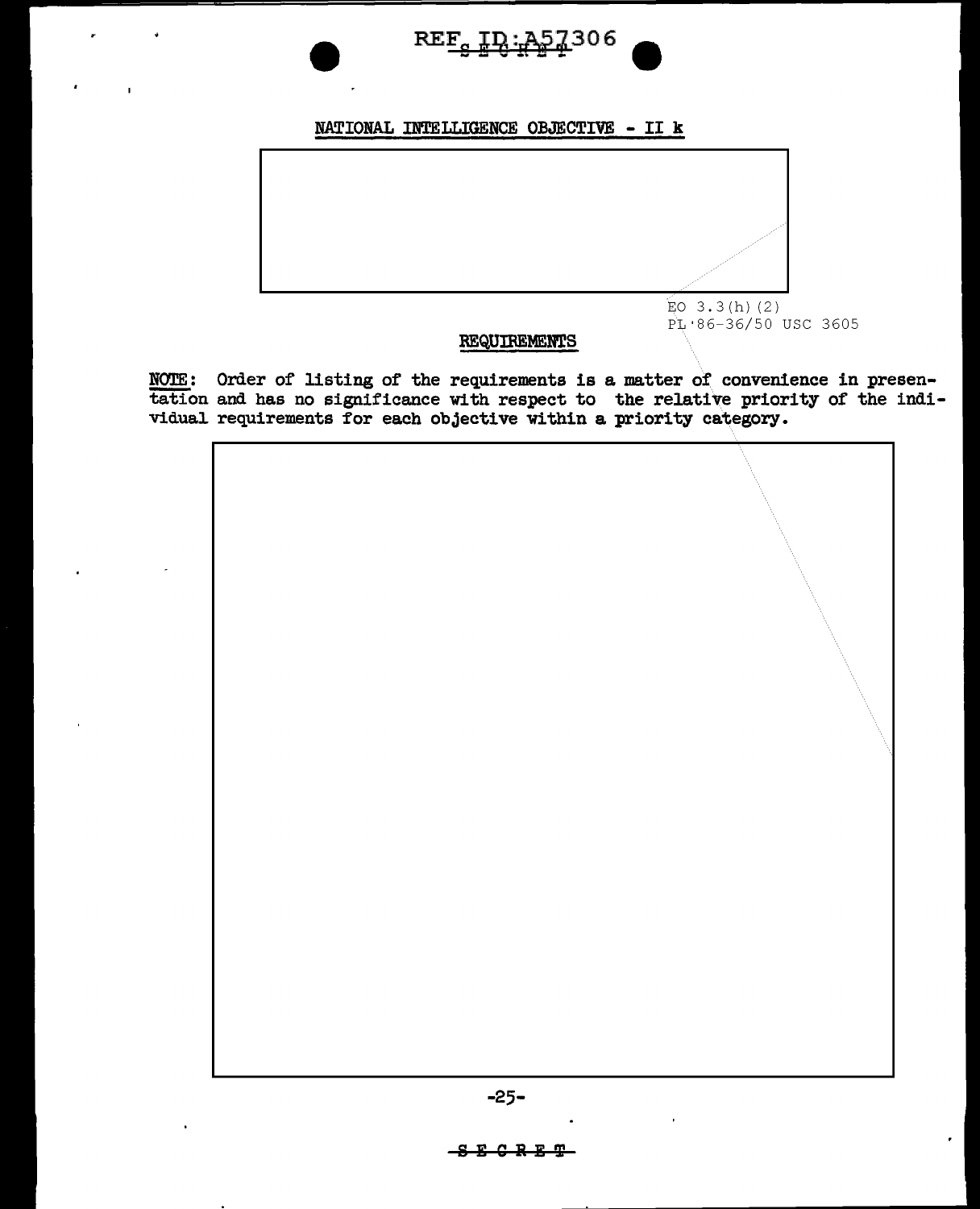## NATIONAL INTELLIGENCE OBJECTIVE - II k

EO 3.3(h)(2)
PL 86-36/50 USC 3605

### REQUIREMENTS

**NOTE**: Order of listing of the requirements is a matter of convenience in presentation and has no significance with respect to the relative priority of the individual requirements for each objective within a priority category.

SECRET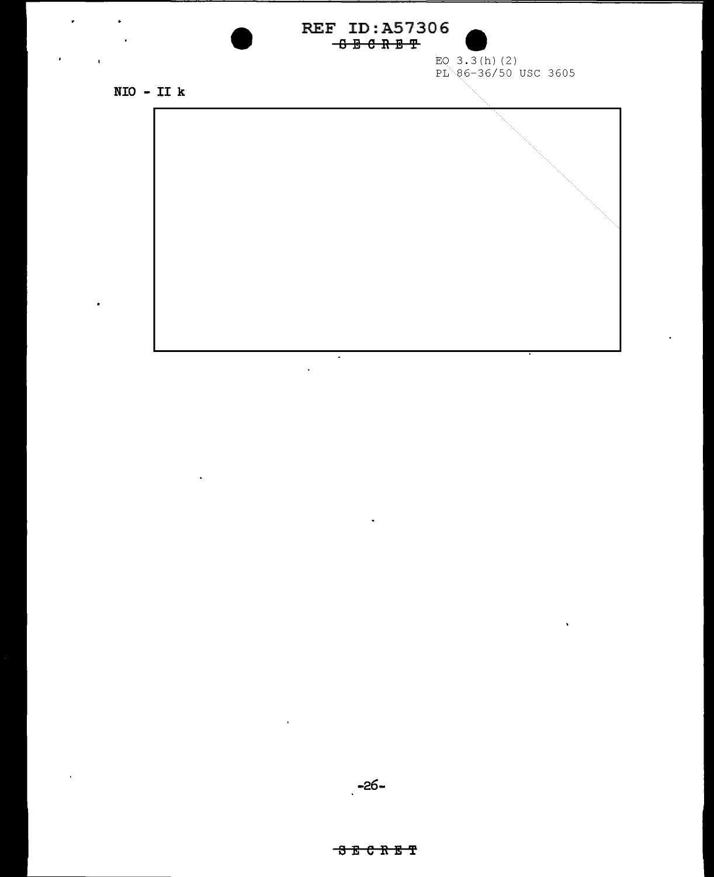EO 3.3(h)(2)
PL 86-36/50 USC 3605

NIO - II k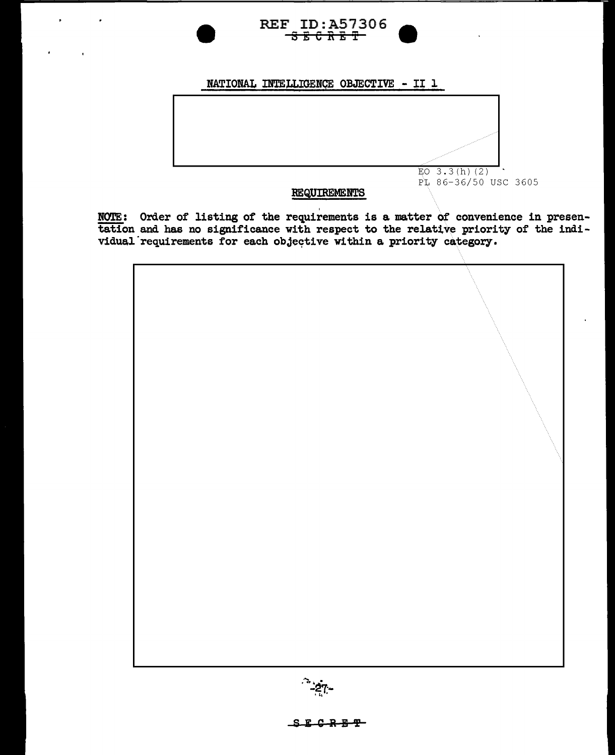NATIONAL INTELLIGENCE OBJECTIVE - II 1

EO 3.3(h)(2)
PL 86-36/50 USC 3605

## REQUIREMENTS

**NOTE:** Order of listing of the requirements is a matter of convenience in presentation and has no significance with respect to the relative priority of the individual requirements for each objective within a priority category.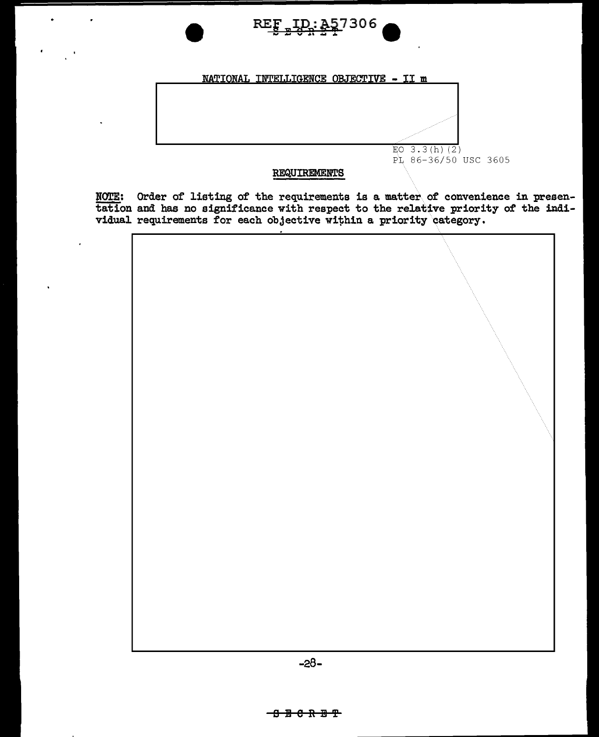NATIONAL INTELLIGENCE OBJECTIVE - II m

EO 3.3(h)(2)
PL 86-36/50 USC 3605

## REQUIREMENTS

NOTE: Order of listing of the requirements is a matter of convenience in presentation and has no significance with respect to the relative priority of the individual requirements for each objective within a priority category.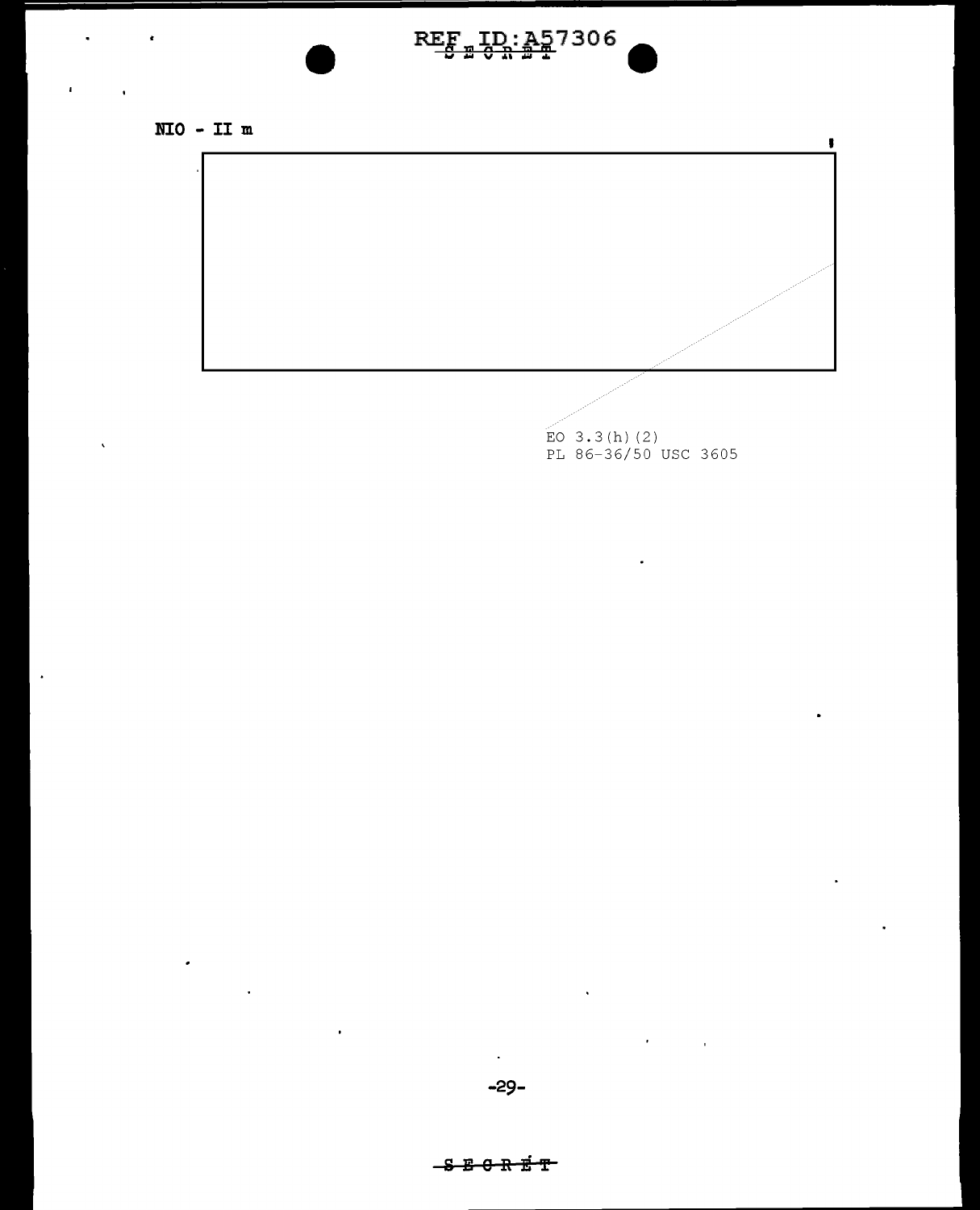NIO - II m

EO 3.3(h)(2)
PL 86-36/50 USC 3605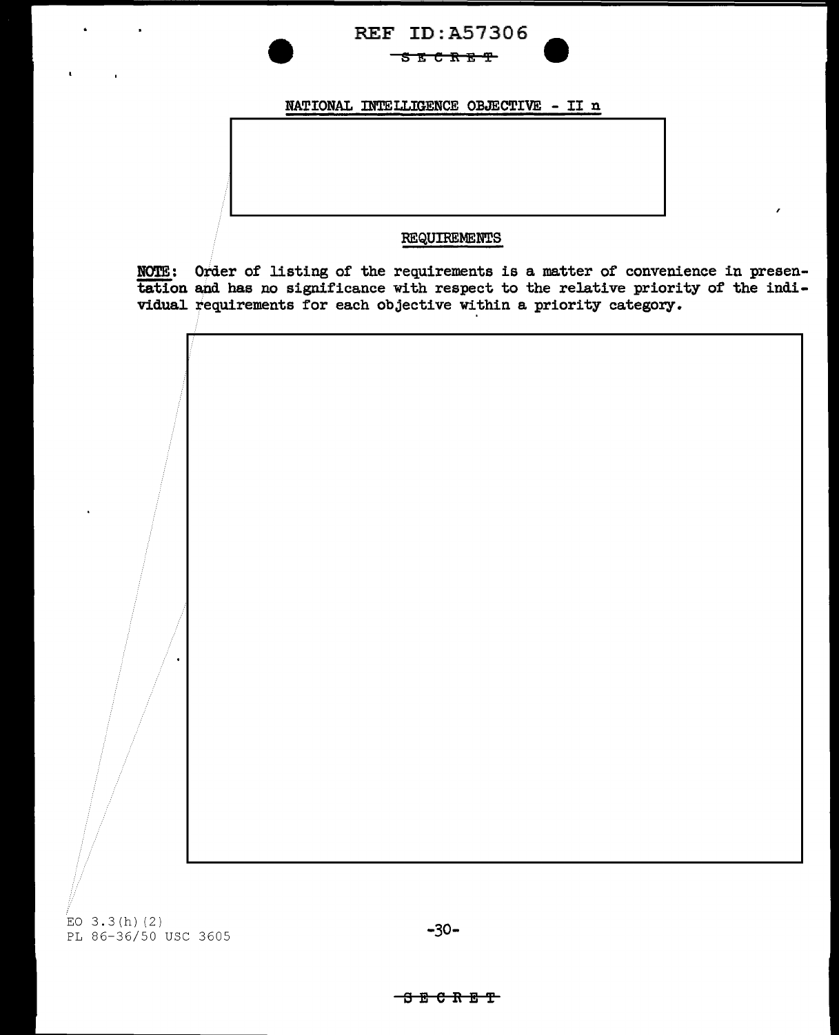REF ID:A57306

SECRET

## NATIONAL INTELLIGENCE OBJECTIVE - II n

### REQUIREMENTS

**NOTE:** Order of listing of the requirements is a matter of convenience in presentation and has no significance with respect to the relative priority of the individual requirements for each objective within a priority category.

EO 3.3(h)(2)
PL 86-36/50 USC 3605

SECRET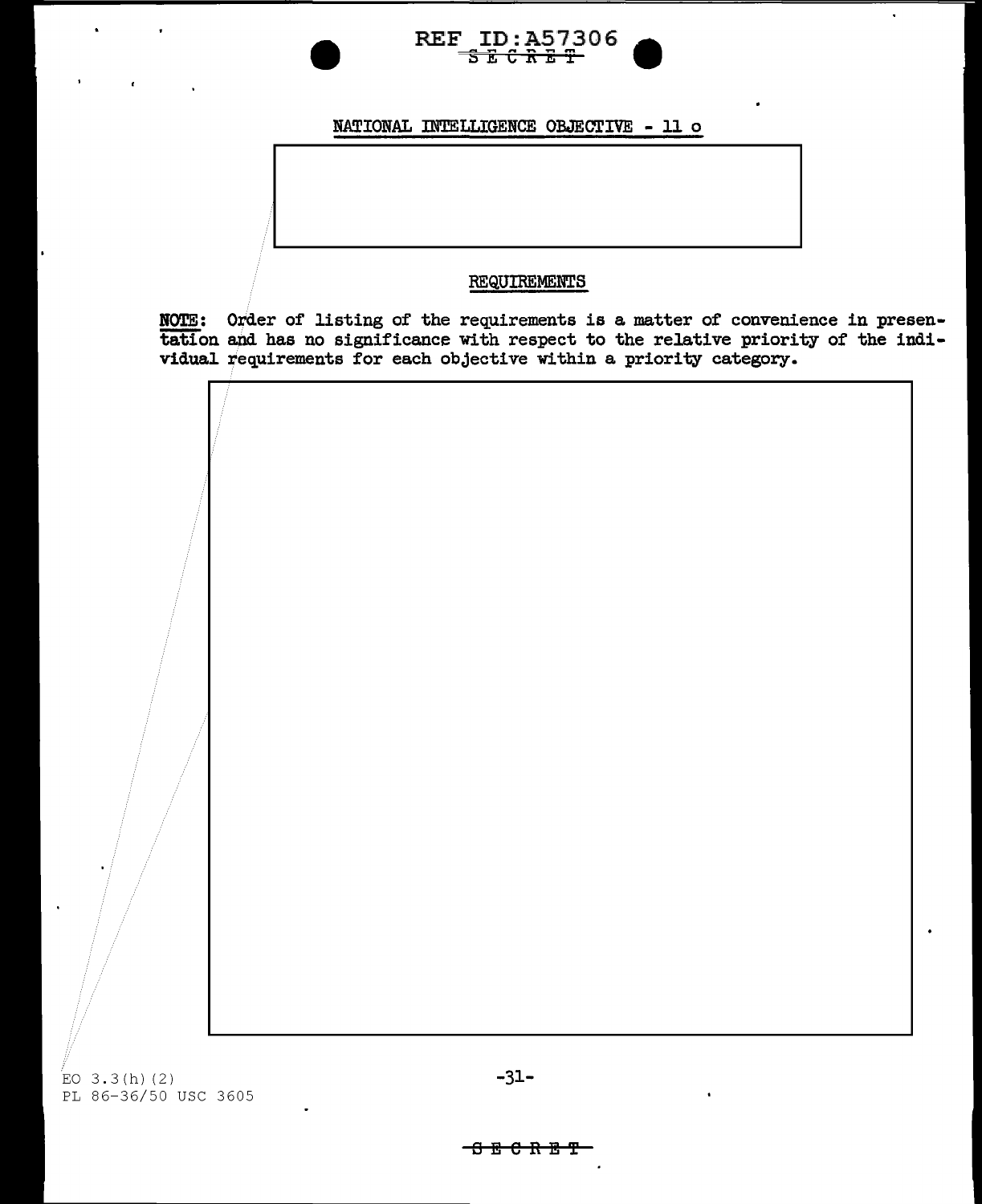NATIONAL INTELLIGENCE OBJECTIVE - 11 o

REQUIREMENTS

**NOTE**: Order of listing of the requirements is a matter of convenience in presentation and has no significance with respect to the relative priority of the individual requirements for each objective within a priority category.

EO 3.3(h)(2)
PL 86-36/50 USC 3605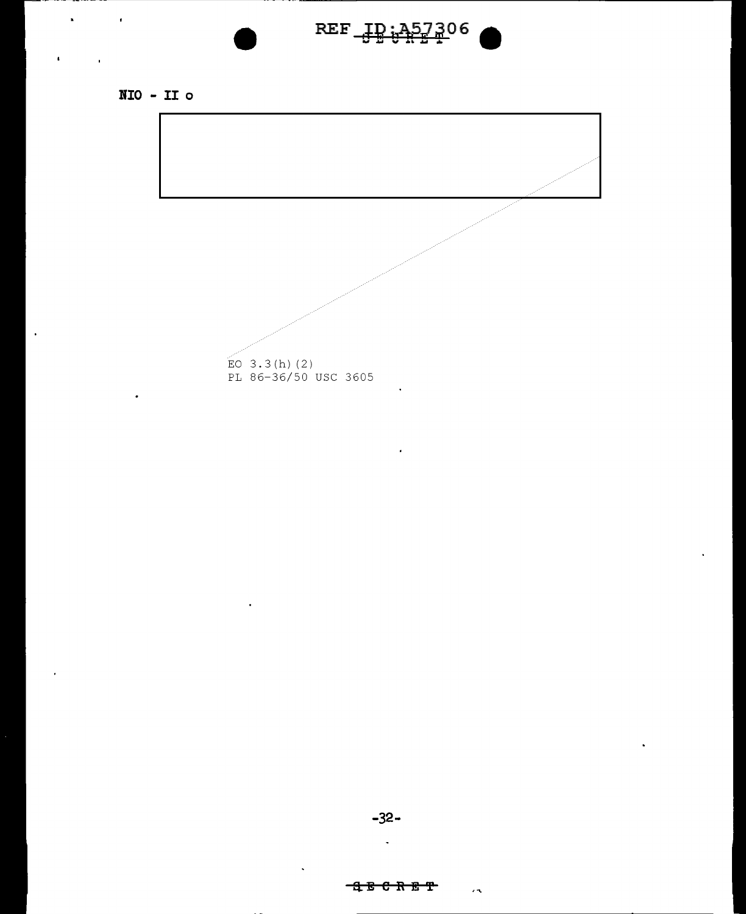NIO - II o

EO 3.3(h)(2)
PL 86-36/50 USC 3605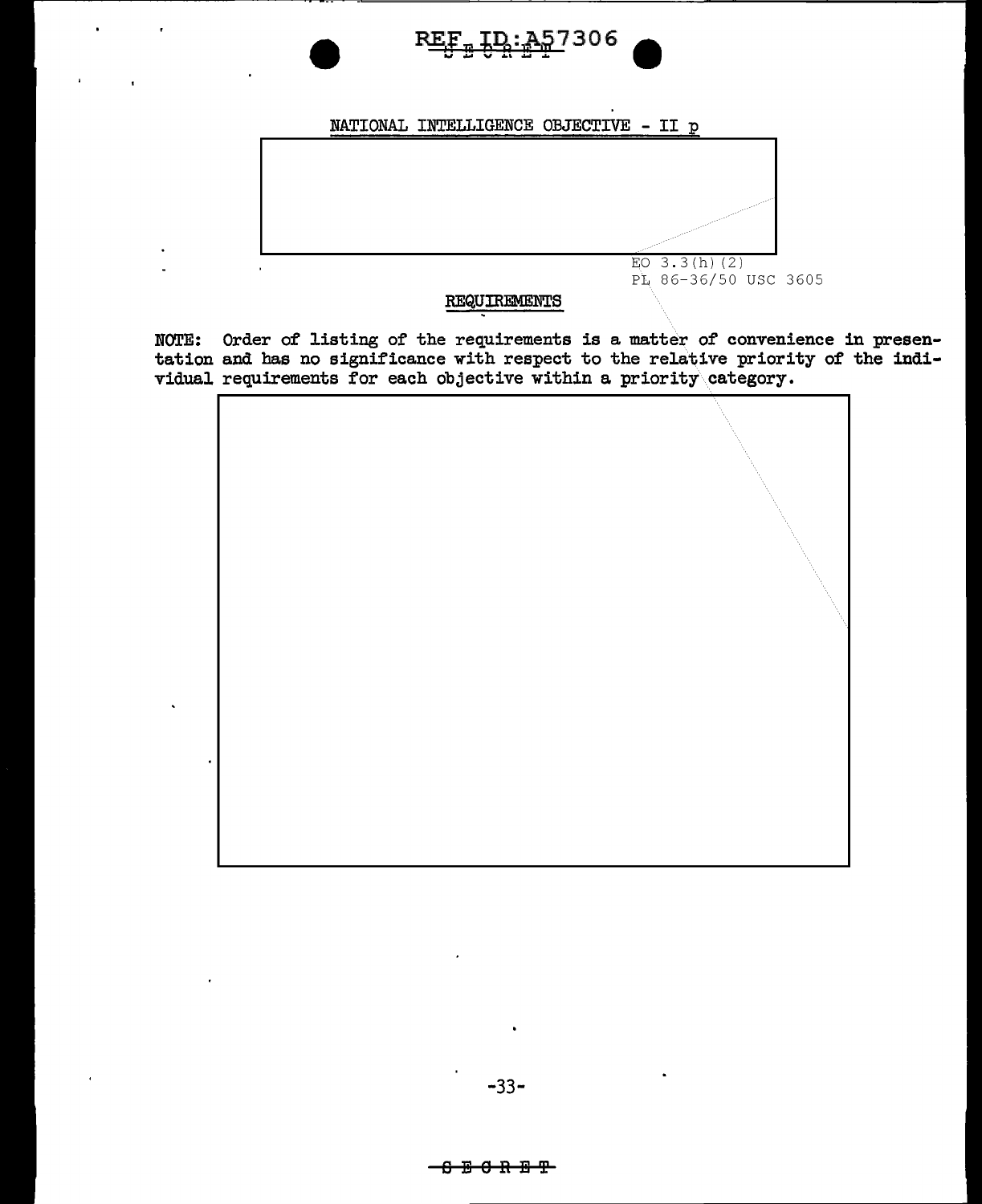NATIONAL INTELLIGENCE OBJECTIVE - II p

EO 3.3(h)(2)
PL 86-36/50 USC 3605

## REQUIREMENTS

NOTE: Order of listing of the requirements is a matter of convenience in presentation and has no significance with respect to the relative priority of the individual requirements for each objective within a priority category.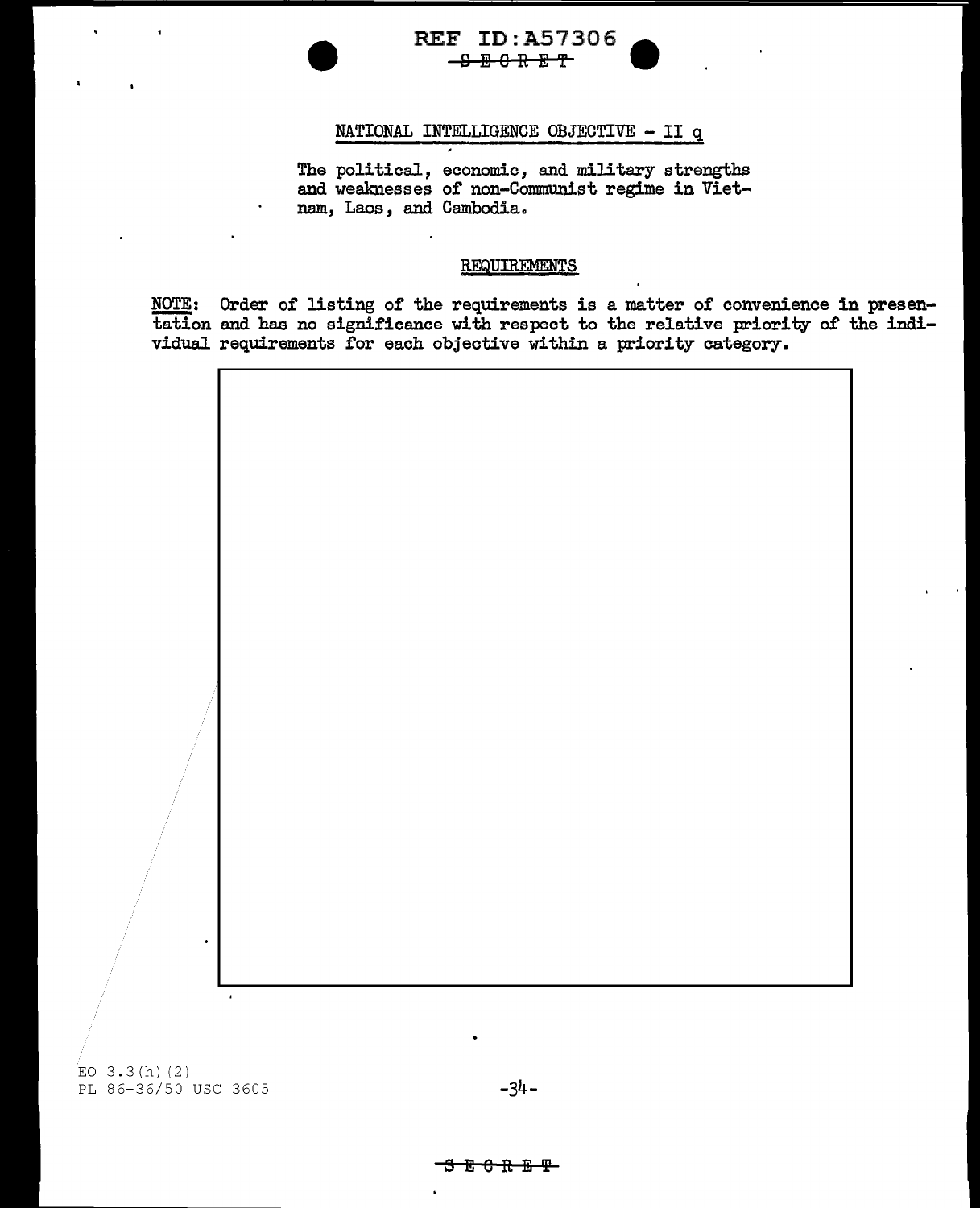REF ID:A57306

~~SECRET~~

## NATIONAL INTELLIGENCE OBJECTIVE - II q

The political, economic, and military strengths and weaknesses of non-Communist regime in Viet-nam, Laos, and Cambodia.

### REQUIREMENTS

NOTE: Order of listing of the requirements is a matter of convenience in presentation and has no significance with respect to the relative priority of the individual requirements for each objective within a priority category.

EO 3.3(h)(2)
PL 86-36/50 USC 3605

~~SECRET~~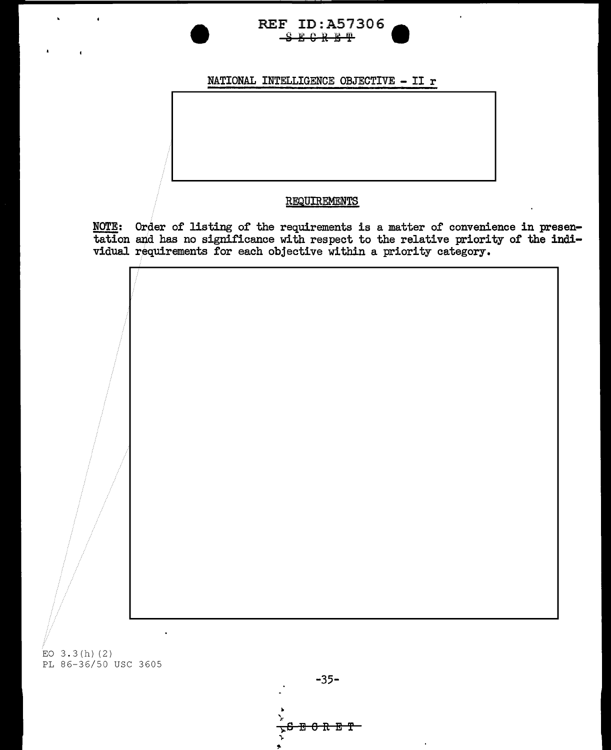## NATIONAL INTELLIGENCE OBJECTIVE - II r

### REQUIREMENTS

**NOTE:** Order of listing of the requirements is a matter of convenience in presentation and has no significance with respect to the relative priority of the individual requirements for each objective within a priority category.

EO 3.3(h)(2)
PL 86-36/50 USC 3605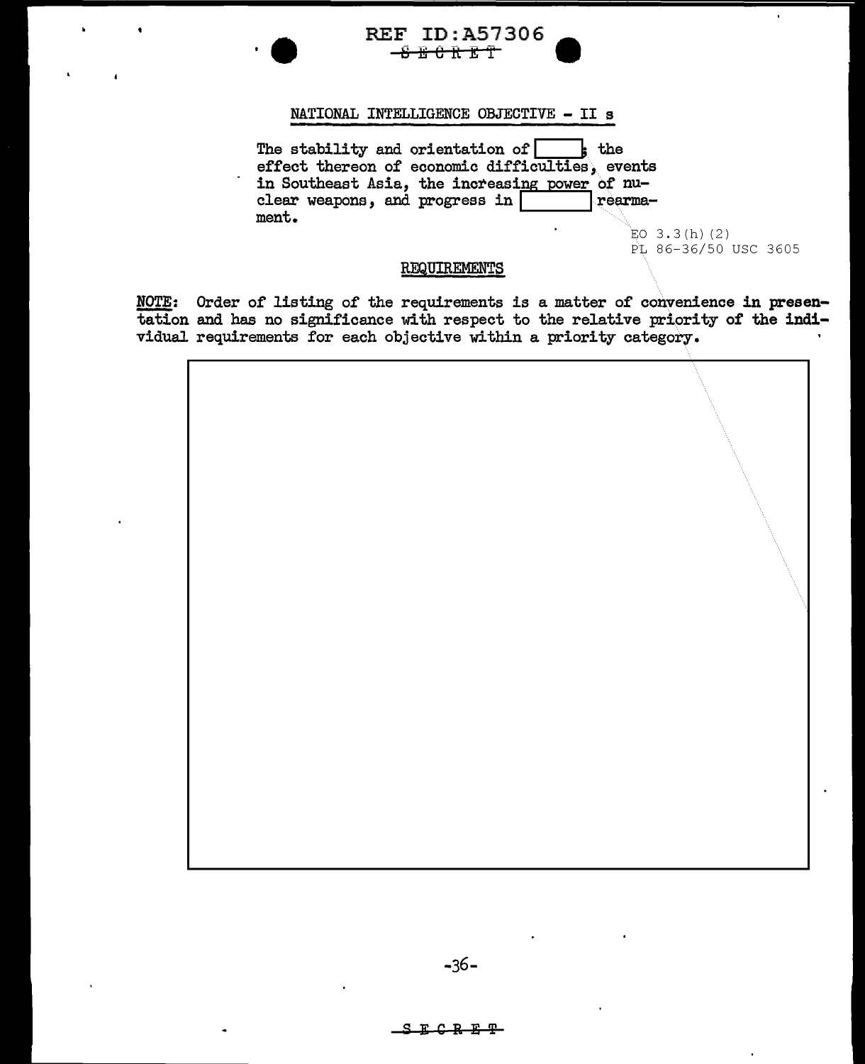NATIONAL INTELLIGENCE OBJECTIVE - II s

The stability and orientation of [ ]; the effect thereon of economic difficulties, events in Southeast Asia, the increasing power of nuclear weapons, and progress in [ ] rearmament.

EO 3.3(h)(2)
PL 86-36/50 USC 3605

REQUIREMENTS

NOTE: Order of listing of the requirements is a matter of convenience in presentation and has no significance with respect to the relative priority of the individual requirements for each objective within a priority category.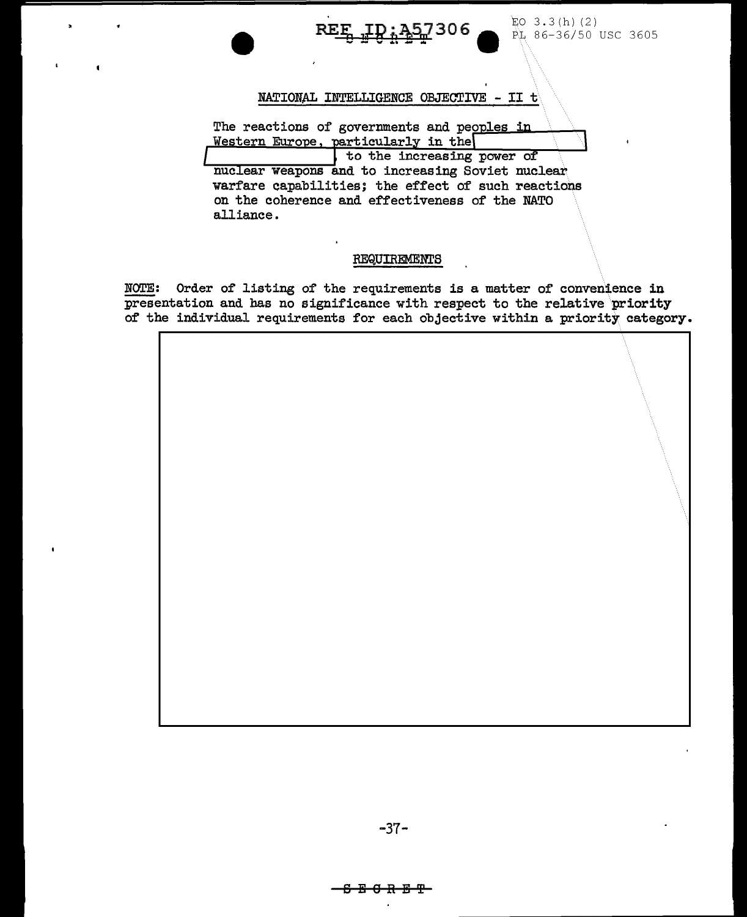REF ID:A57306

EO 3.3(h)(2)
PL 86-36/50 USC 3605

## NATIONAL INTELLIGENCE OBJECTIVE - II t

The reactions of governments and peoples in Western Europe, particularly in the [ ], to the increasing power of nuclear weapons and to increasing Soviet nuclear warfare capabilities; the effect of such reactions on the coherence and effectiveness of the NATO alliance.

### REQUIREMENTS

NOTE: Order of listing of the requirements is a matter of convenience in presentation and has no significance with respect to the relative priority of the individual requirements for each objective within a priority category.

[ ]

SECRET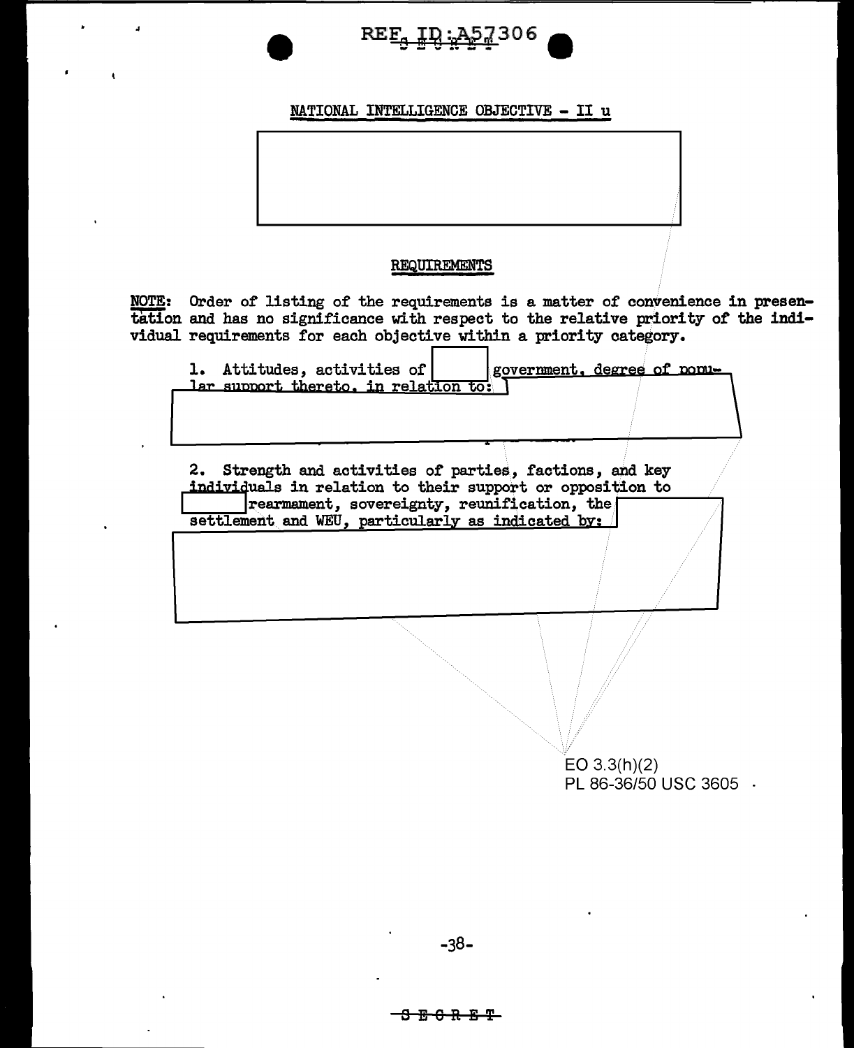NATIONAL INTELLIGENCE OBJECTIVE - II u

REQUIREMENTS

**NOTE**: Order of listing of the requirements is a matter of convenience in presentation and has no significance with respect to the relative priority of the individual requirements for each objective within a priority category.

1. Attitudes, activities of [ ] government, degree of popular support thereto, in relation to: [ ]

2. Strength and activities of parties, factions, and key individuals in relation to their support or opposition to [ ] rearmament, sovereignty, reunification, the [ ] settlement and WEU, particularly as indicated by: [ ]

EO 3.3(h)(2)
PL 86-36/50 USC 3605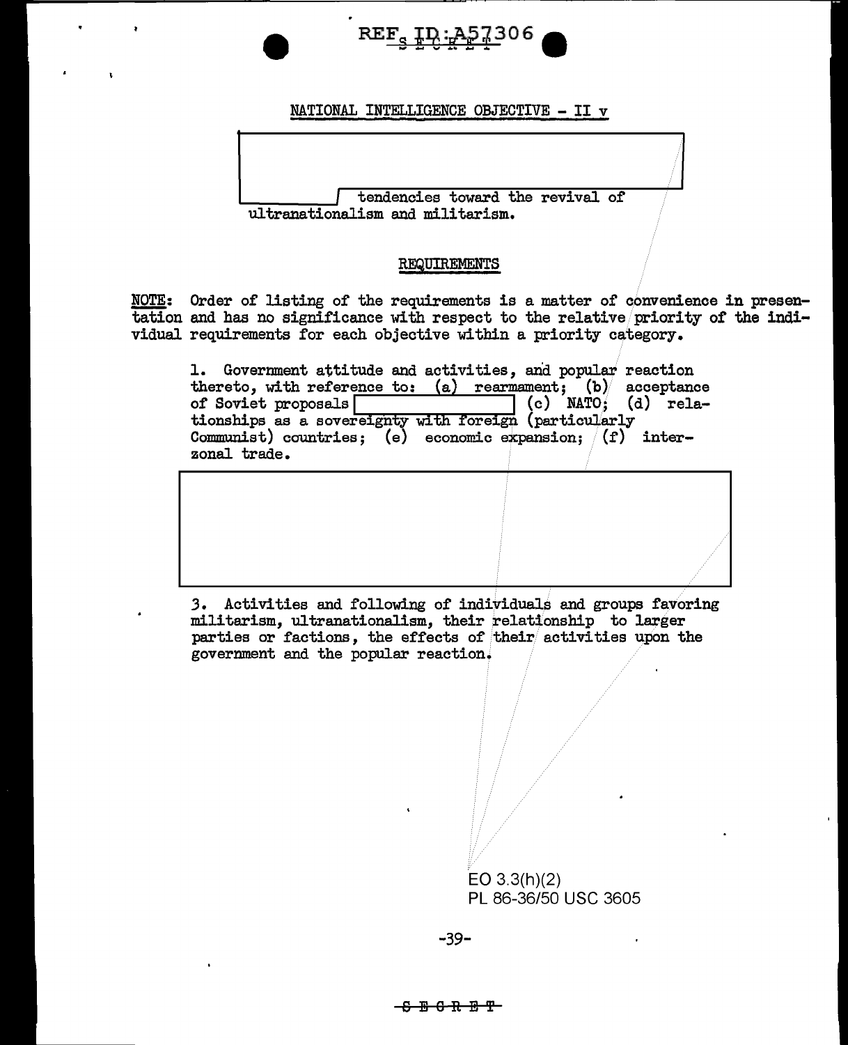REF ID:A57306

NATIONAL INTELLIGENCE OBJECTIVE - II v

tendencies toward the revival of ultranationalism and militarism.

REQUIREMENTS

NOTE: Order of listing of the requirements is a matter of convenience in presentation and has no significance with respect to the relative priority of the individual requirements for each objective within a priority category.

1. Government attitude and activities, and popular reaction thereto, with reference to: (a) rearmament; (b) acceptance of Soviet proposals (c) NATO; (d) relationships as a sovereignty with foreign (particularly Communist) countries; (e) economic expansion; (f) interzonal trade.

3. Activities and following of individuals and groups favoring militarism, ultranationalism, their relationship to larger parties or factions, the effects of their activities upon the government and the popular reaction.

EO 3.3(h)(2)
PL 86-36/50 USC 3605

SECRET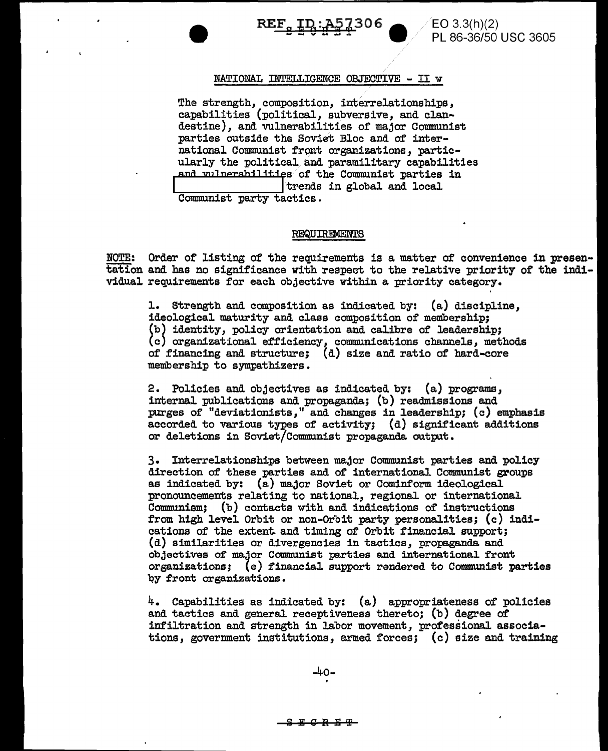## NATIONAL INTELLIGENCE OBJECTIVE - II w

The strength, composition, interrelationships, capabilities (political, subversive, and clandestine), and vulnerabilities of major Communist parties outside the Soviet Bloc and of international Communist front organizations, particularly the political and paramilitary capabilities and vulnerabilities of the Communist parties in [redacted] trends in global and local Communist party tactics.

### REQUIREMENTS

NOTE: Order of listing of the requirements is a matter of convenience in presentation and has no significance with respect to the relative priority of the individual requirements for each objective within a priority category.

1. Strength and composition as indicated by: (a) discipline, ideological maturity and class composition of membership; (b) identity, policy orientation and calibre of leadership; (c) organizational efficiency, communications channels, methods of financing and structure; (d) size and ratio of hard-core membership to sympathizers.

2. Policies and objectives as indicated by: (a) programs, internal publications and propaganda; (b) readmissions and purges of "deviationists," and changes in leadership; (c) emphasis accorded to various types of activity; (d) significant additions or deletions in Soviet/Communist propaganda output.

3. Interrelationships between major Communist parties and policy direction of these parties and of international Communist groups as indicated by: (a) major Soviet or Cominform ideological pronouncements relating to national, regional or international Communism; (b) contacts with and indications of instructions from high level Orbit or non-Orbit party personalities; (c) indications of the extent and timing of Orbit financial support; (d) similarities or divergencies in tactics, propaganda and objectives of major Communist parties and international front organizations; (e) financial support rendered to Communist parties by front organizations.

4. Capabilities as indicated by: (a) appropriateness of policies and tactics and general receptiveness thereto; (b) degree of infiltration and strength in labor movement, professional associations, government institutions, armed forces; (c) size and training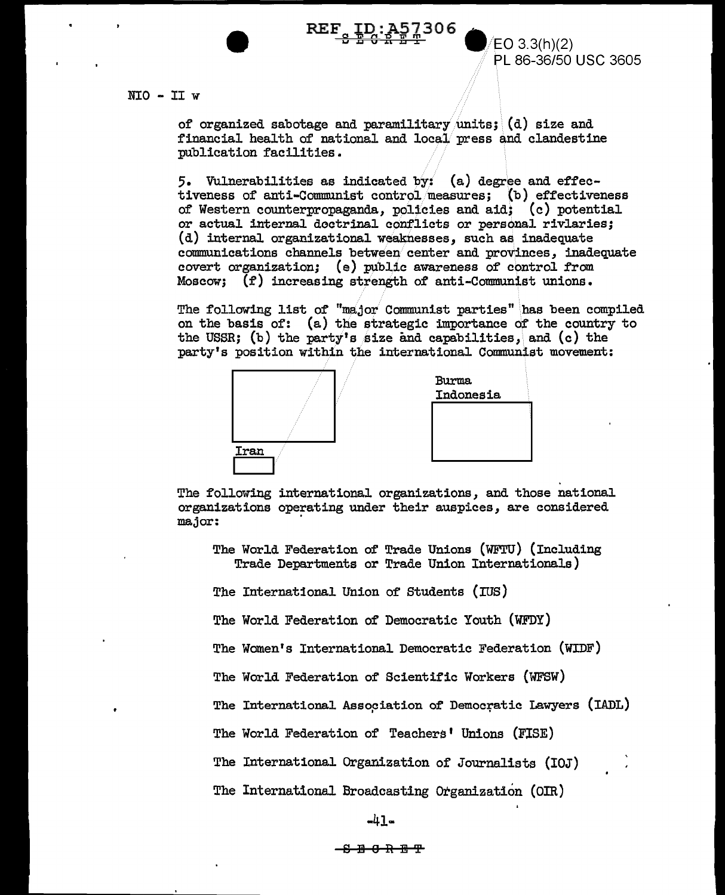NIO - II w

of organized sabotage and paramilitary units; (d) size and financial health of national and local press and clandestine publication facilities.

5. Vulnerabilities as indicated by: (a) degree and effectiveness of anti-Communist control measures; (b) effectiveness of Western counterpropaganda, policies and aid; (c) potential or actual internal doctrinal conflicts or personal rivlaries; (d) internal organizational weaknesses, such as inadequate communications channels between center and provinces, inadequate covert organization; (e) public awareness of control from Moscow; (f) increasing strength of anti-Communist unions.

The following list of "major Communist parties" has been compiled on the basis of: (a) the strategic importance of the country to the USSR; (b) the party's size and capabilities, and (c) the party's position within the international Communist movement:

Iran

Burma
Indonesia

The following international organizations, and those national organizations operating under their auspices, are considered major:

The World Federation of Trade Unions (WFTU) (Including Trade Departments or Trade Union Internationals)

The International Union of Students (IUS)

The World Federation of Democratic Youth (WFDY)

The Women's International Democratic Federation (WIDF)

The World Federation of Scientific Workers (WFSW)

The International Association of Democratic Lawyers (IADL)

The World Federation of Teachers' Unions (FISE)

The International Organization of Journalists (IOJ)

The International Broadcasting Organization (OIR)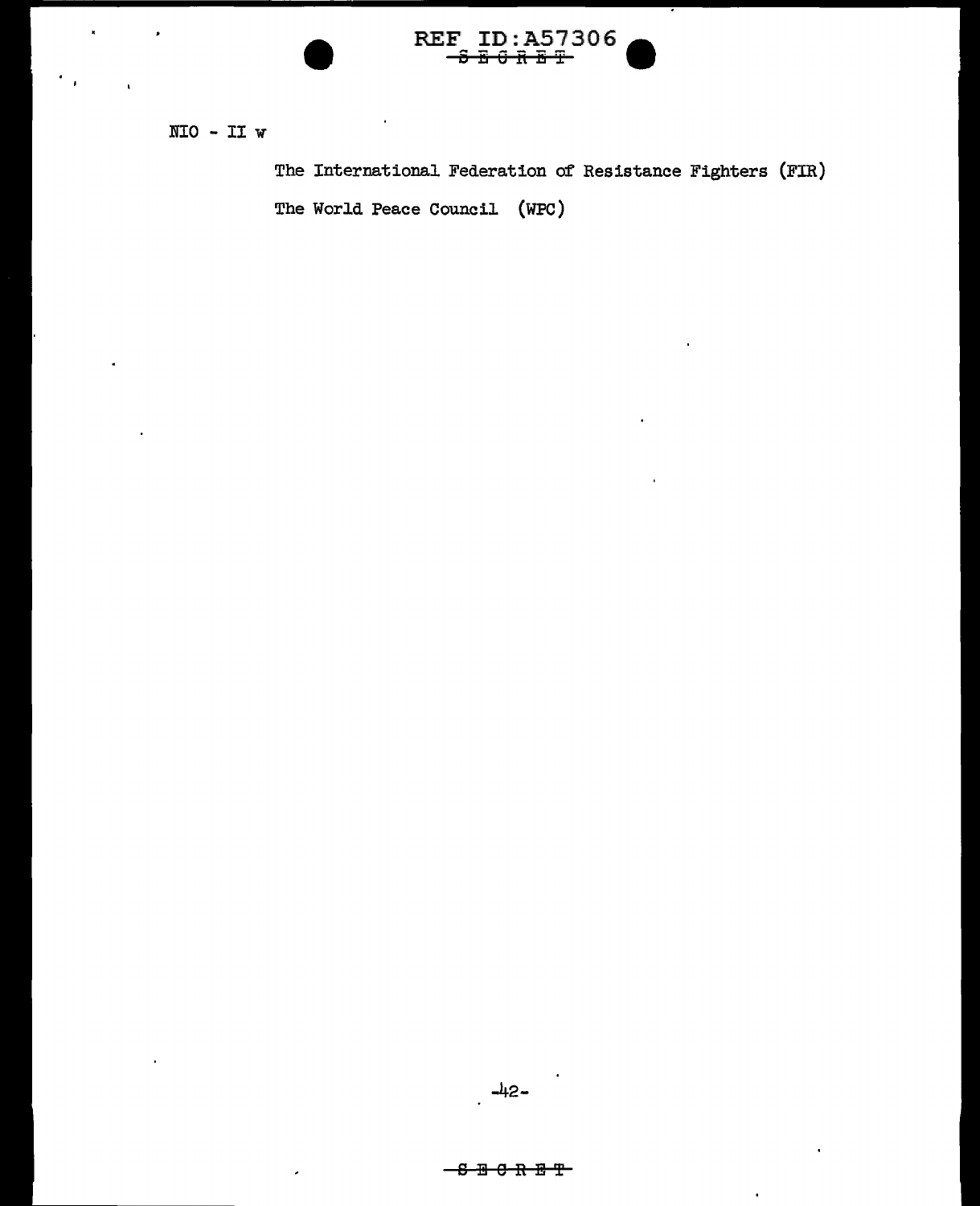NIO - II w

The International Federation of Resistance Fighters (FIR)

The World Peace Council (WPC)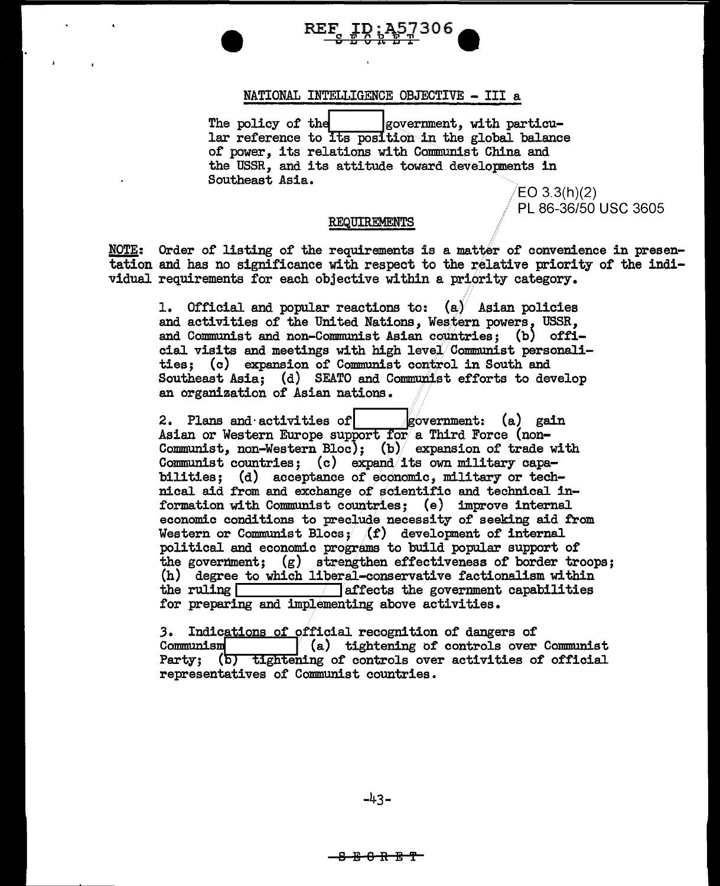REF ID:A57306

SECRET

## NATIONAL INTELLIGENCE OBJECTIVE - III a

The policy of the [redacted] government, with particular reference to its position in the global balance of power, its relations with Communist China and the USSR, and its attitude toward developments in Southeast Asia.

EO 3.3(h)(2)
PL 86-36/50 USC 3605

### REQUIREMENTS

**NOTE:** Order of listing of the requirements is a matter of convenience in presentation and has no significance with respect to the relative priority of the individual requirements for each objective within a priority category.

1. Official and popular reactions to: (a) Asian policies and activities of the United Nations, Western powers, USSR, and Communist and non-Communist Asian countries; (b) official visits and meetings with high level Communist personalities; (c) expansion of Communist control in South and Southeast Asia; (d) SEATO and Communist efforts to develop an organization of Asian nations.

2. Plans and activities of [redacted] government: (a) gain Asian or Western Europe support for a Third Force (non-Communist, non-Western Bloc); (b) expansion of trade with Communist countries; (c) expand its own military capabilities; (d) acceptance of economic, military or technical aid from and exchange of scientific and technical information with Communist countries; (e) improve internal economic conditions to preclude necessity of seeking aid from Western or Communist Blocs; (f) development of internal political and economic programs to build popular support of the government; (g) strengthen effectiveness of border troops; (h) degree to which liberal-conservative factionalism within the ruling [redacted] affects the government capabilities for preparing and implementing above activities.

3. Indications of official recognition of dangers of Communism [redacted] (a) tightening of controls over Communist Party; (b) tightening of controls over activities of official representatives of Communist countries.

SECRET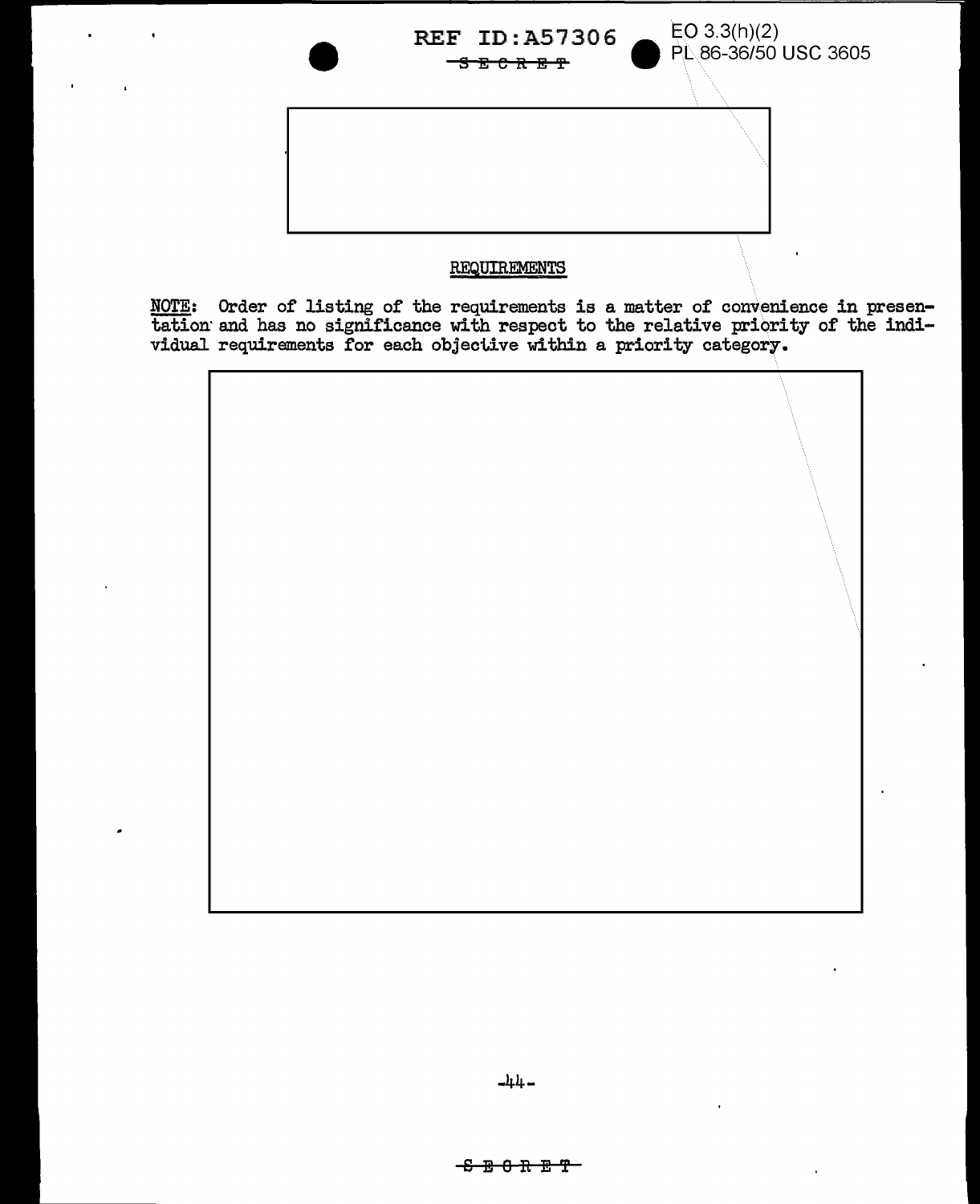## REQUIREMENTS

NOTE: Order of listing of the requirements is a matter of convenience in presentation and has no significance with respect to the relative priority of the individual requirements for each objective within a priority category.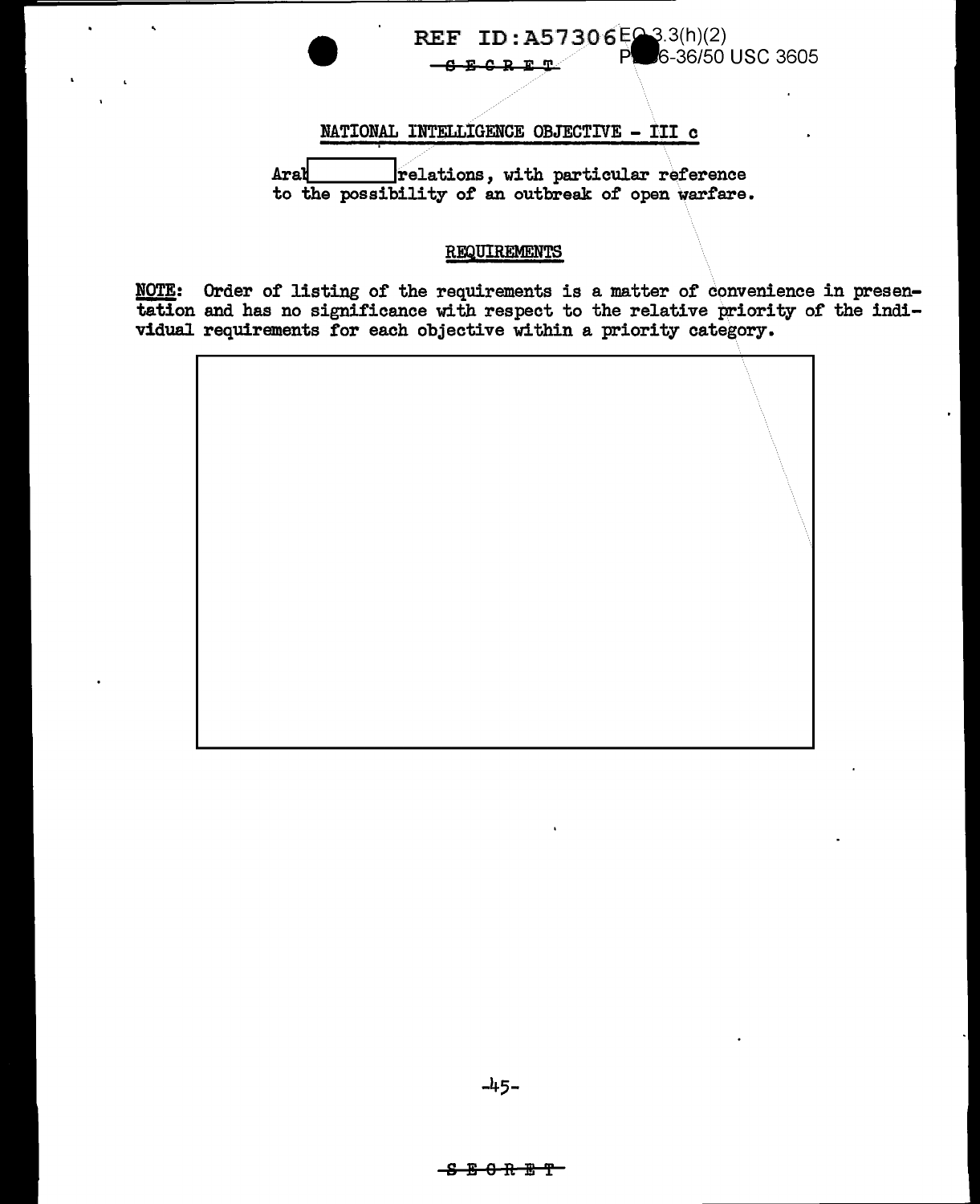## NATIONAL INTELLIGENCE OBJECTIVE - III c

Arab [redacted] relations, with particular reference to the possibility of an outbreak of open warfare.

### REQUIREMENTS

**NOTE:** Order of listing of the requirements is a matter of convenience in presentation and has no significance with respect to the relative priority of the individual requirements for each objective within a priority category.

[redacted]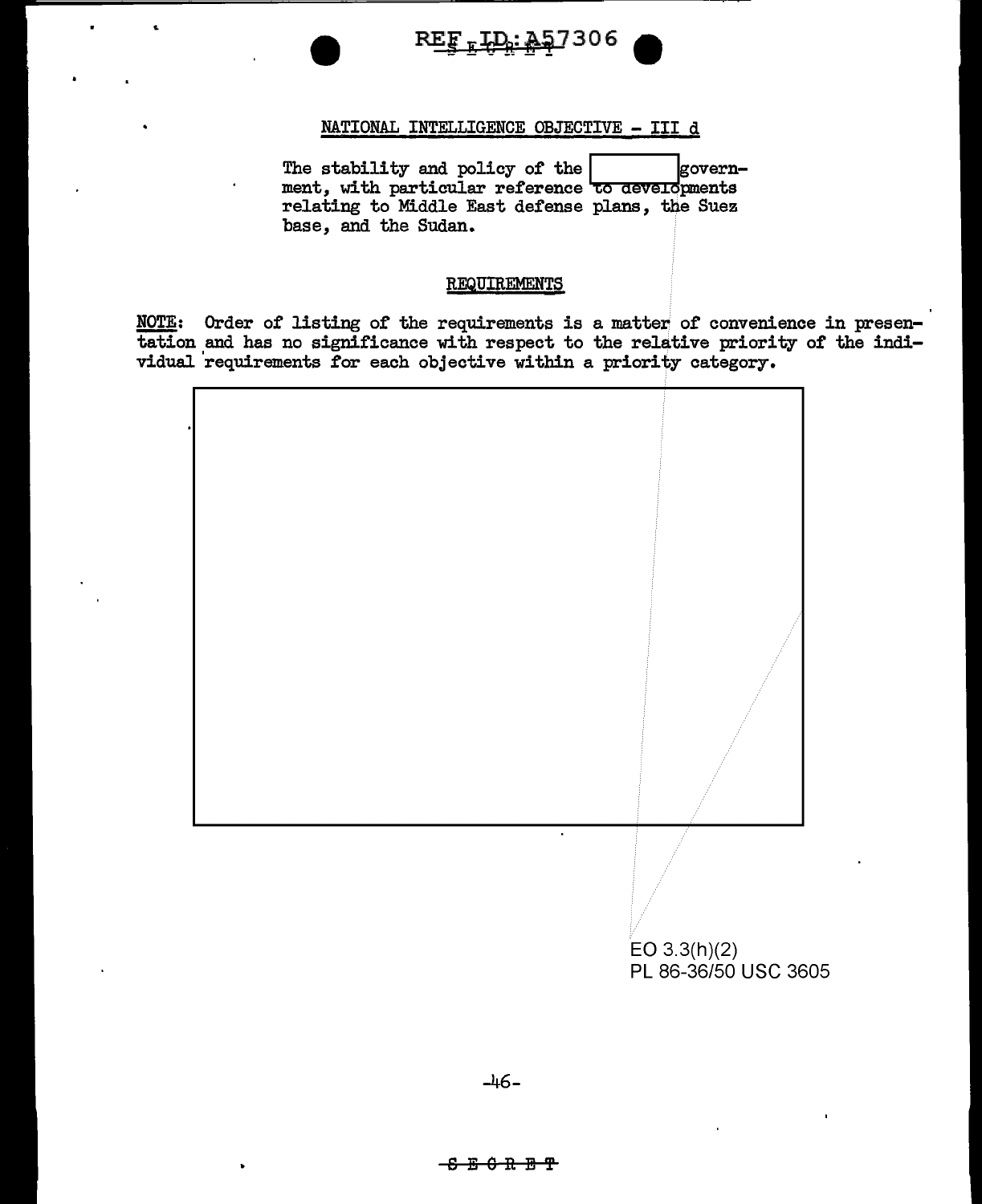## NATIONAL INTELLIGENCE OBJECTIVE - III d

The stability and policy of the [ ] government, with particular reference to developments relating to Middle East defense plans, the Suez base, and the Sudan.

### REQUIREMENTS

**NOTE**: Order of listing of the requirements is a matter of convenience in presentation and has no significance with respect to the relative priority of the individual requirements for each objective within a priority category.

[ ]

EO 3.3(h)(2)
PL 86-36/50 USC 3605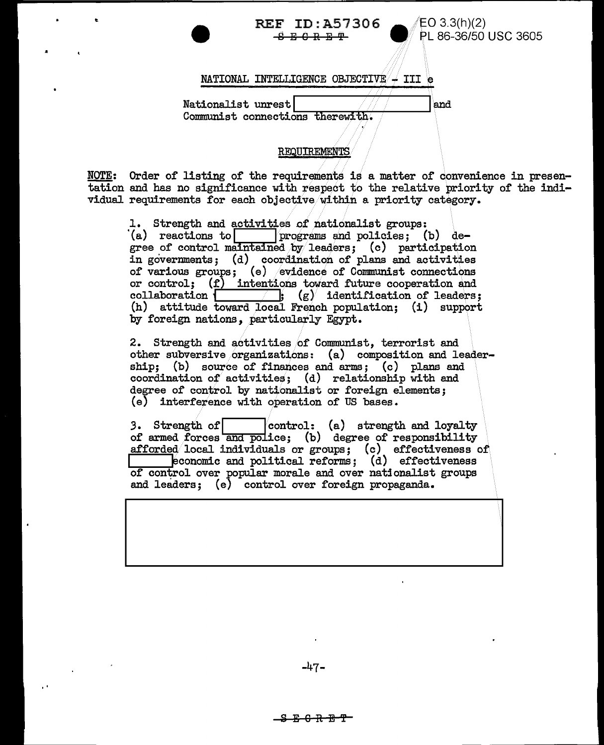REF ID:A57306

~~SECRET~~

EO 3.3(h)(2)
PL 86-36/50 USC 3605

## NATIONAL INTELLIGENCE OBJECTIVE - III e

Nationalist unrest [redacted] and Communist connections therewith.

### REQUIREMENTS

NOTE: Order of listing of the requirements is a matter of convenience in presentation and has no significance with respect to the relative priority of the individual requirements for each objective within a priority category.

1. Strength and activities of nationalist groups: (a) reactions to [redacted] programs and policies; (b) degree of control maintained by leaders; (c) participation in governments; (d) coordination of plans and activities of various groups; (e) evidence of Communist connections or control; (f) intentions toward future cooperation and collaboration [redacted]; (g) identification of leaders; (h) attitude toward local French population; (i) support by foreign nations, particularly Egypt.

2. Strength and activities of Communist, terrorist and other subversive organizations: (a) composition and leadership; (b) source of finances and arms; (c) plans and coordination of activities; (d) relationship with and degree of control by nationalist or foreign elements; (e) interference with operation of US bases.

3. Strength of [redacted] control: (a) strength and loyalty of armed forces and police; (b) degree of responsibility afforded local individuals or groups; (c) effectiveness of [redacted] economic and political reforms; (d) effectiveness of control over popular morale and over nationalist groups and leaders; (e) control over foreign propaganda.

[redacted]

~~SECRET~~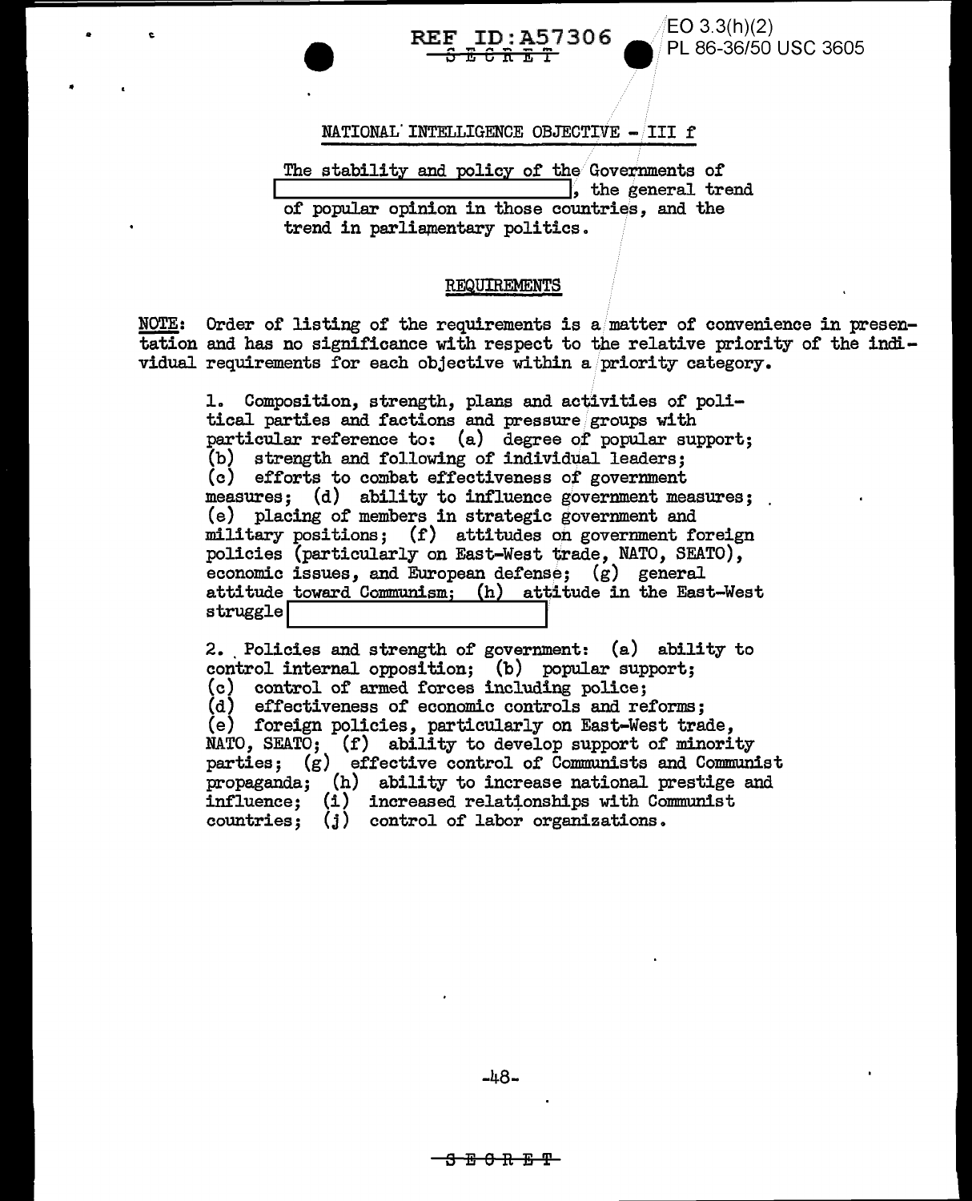REF ID:A57306

SECRET

EO 3.3(h)(2)
PL 86-36/50 USC 3605

NATIONAL INTELLIGENCE OBJECTIVE - III f

The stability and policy of the Governments of [redacted], the general trend of popular opinion in those countries, and the trend in parliamentary politics.

REQUIREMENTS

NOTE: Order of listing of the requirements is a matter of convenience in presentation and has no significance with respect to the relative priority of the individual requirements for each objective within a priority category.

1. Composition, strength, plans and activities of political parties and factions and pressure groups with particular reference to: (a) degree of popular support; (b) strength and following of individual leaders; (c) efforts to combat effectiveness of government measures; (d) ability to influence government measures; (e) placing of members in strategic government and military positions; (f) attitudes on government foreign policies (particularly on East-West trade, NATO, SEATO), economic issues, and European defense; (g) general attitude toward Communism; (h) attitude in the East-West struggle [redacted]

2. Policies and strength of government: (a) ability to control internal opposition; (b) popular support; (c) control of armed forces including police; (d) effectiveness of economic controls and reforms; (e) foreign policies, particularly on East-West trade, NATO, SEATO; (f) ability to develop support of minority parties; (g) effective control of Communists and Communist propaganda; (h) ability to increase national prestige and influence; (i) increased relationships with Communist countries; (j) control of labor organizations.

SECRET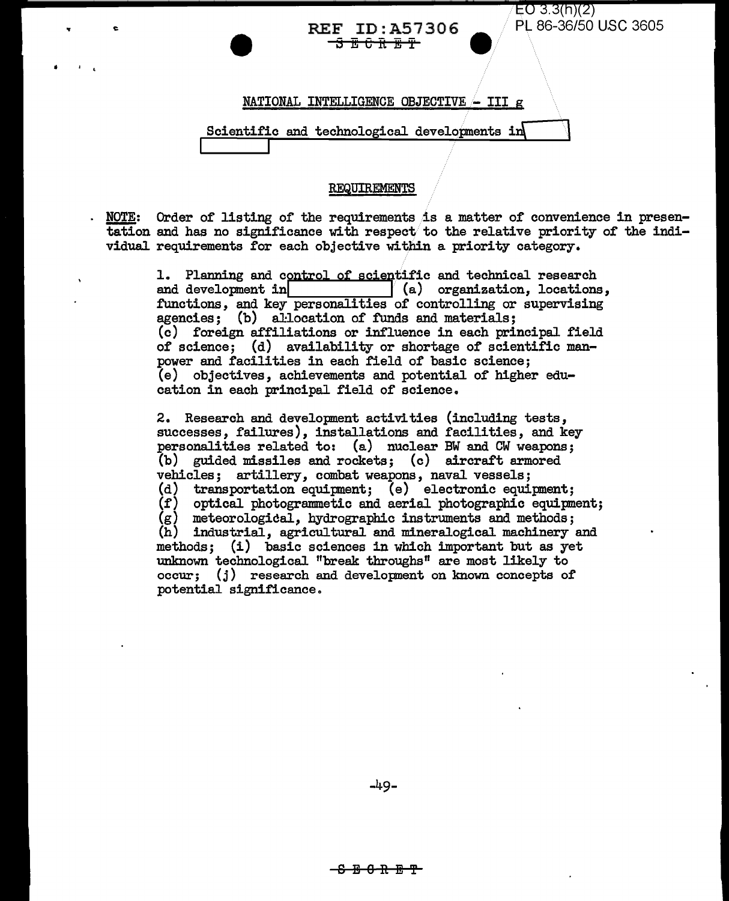EO 3.3(h)(2)
PL 86-36/50 USC 3605

REF ID:A57306

~~SECRET~~

NATIONAL INTELLIGENCE OBJECTIVE - III g

Scientific and technological developments in [redacted]

## REQUIREMENTS

NOTE: Order of listing of the requirements is a matter of convenience in presentation and has no significance with respect to the relative priority of the individual requirements for each objective within a priority category.

1. Planning and control of scientific and technical research and development in [redacted] (a) organization, locations, functions, and key personalities of controlling or supervising agencies; (b) allocation of funds and materials; (c) foreign affiliations or influence in each principal field of science; (d) availability or shortage of scientific manpower and facilities in each field of basic science; (e) objectives, achievements and potential of higher education in each principal field of science.

2. Research and development activities (including tests, successes, failures), installations and facilities, and key personalities related to: (a) nuclear BW and CW weapons; (b) guided missiles and rockets; (c) aircraft armored vehicles; artillery, combat weapons, naval vessels; (d) transportation equipment; (e) electronic equipment; (f) optical photogrammetic and aerial photographic equipment; (g) meteorological, hydrographic instruments and methods; (h) industrial, agricultural and mineralogical machinery and methods; (i) basic sciences in which important but as yet unknown technological "break throughs" are most likely to occur; (j) research and development on known concepts of potential significance.

~~SECRET~~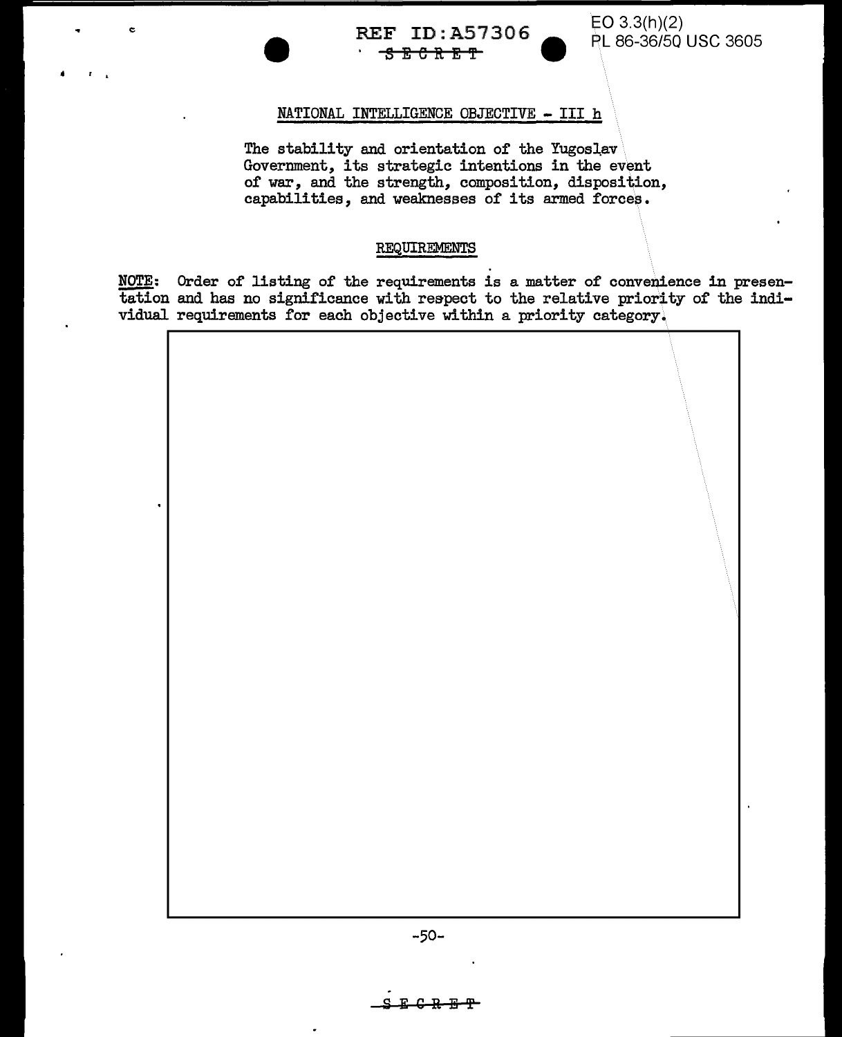EO 3.3(h)(2)
PL 86-36/50 USC 3605

## NATIONAL INTELLIGENCE OBJECTIVE - III h

The stability and orientation of the Yugoslav Government, its strategic intentions in the event of war, and the strength, composition, disposition, capabilities, and weaknesses of its armed forces.

### REQUIREMENTS

**NOTE:** Order of listing of the requirements is a matter of convenience in presentation and has no significance with respect to the relative priority of the individual requirements for each objective within a priority category.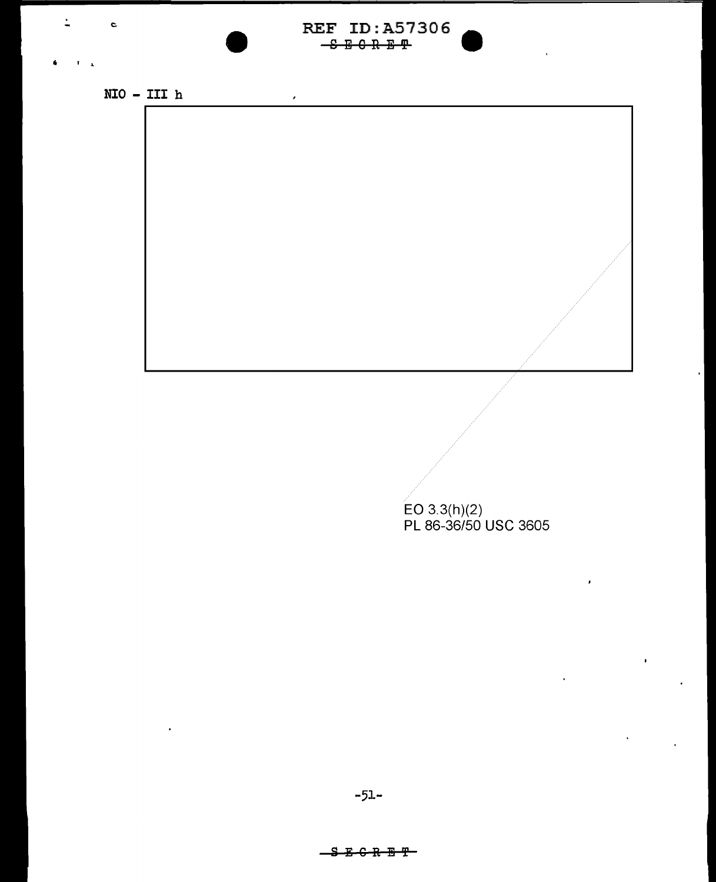NIO - III h

EO 3.3(h)(2)
PL 86-36/50 USC 3605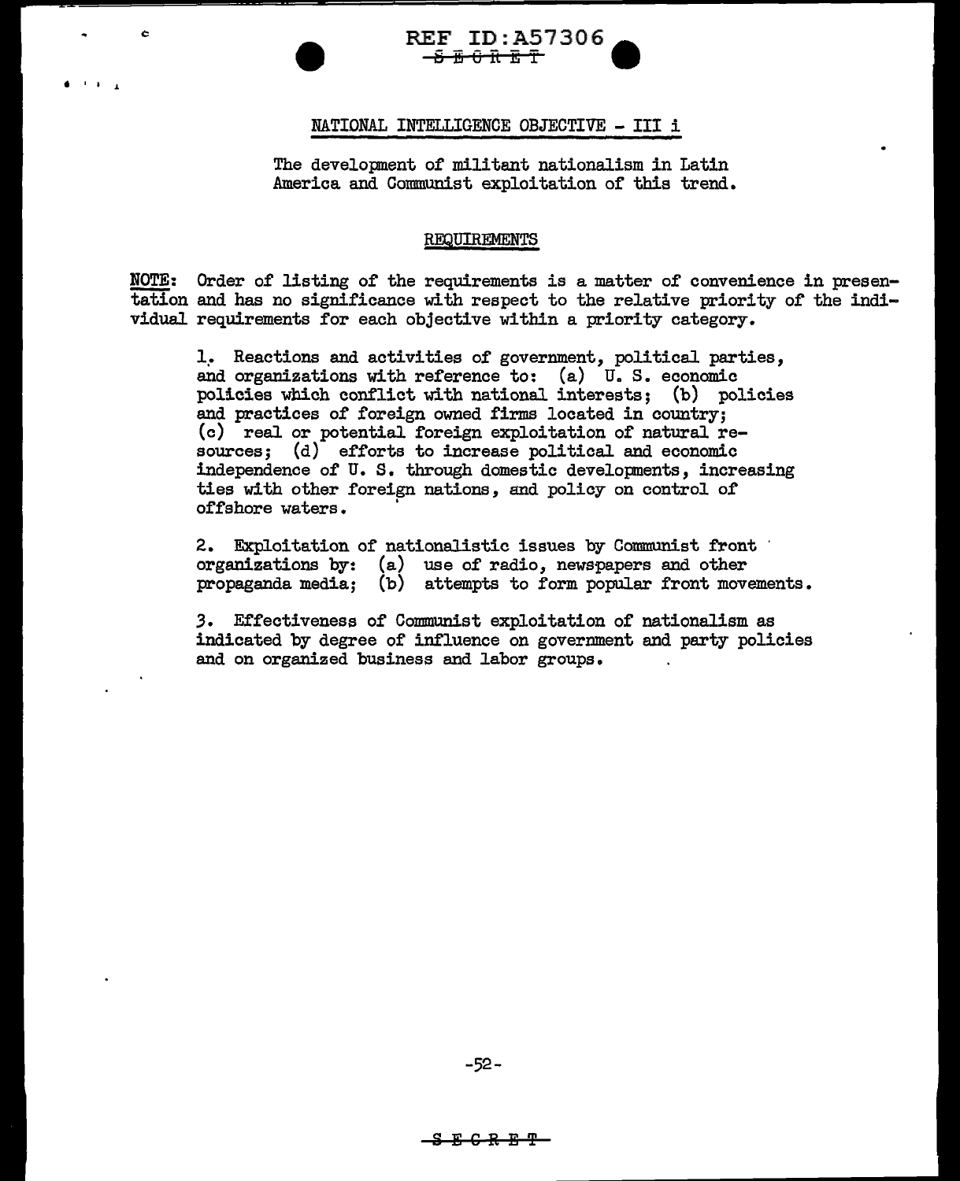## NATIONAL INTELLIGENCE OBJECTIVE - III i

The development of militant nationalism in Latin America and Communist exploitation of this trend.

### REQUIREMENTS

NOTE: Order of listing of the requirements is a matter of convenience in presentation and has no significance with respect to the relative priority of the individual requirements for each objective within a priority category.

1. Reactions and activities of government, political parties, and organizations with reference to: (a) U. S. economic policies which conflict with national interests; (b) policies and practices of foreign owned firms located in country; (c) real or potential foreign exploitation of natural resources; (d) efforts to increase political and economic independence of U. S. through domestic developments, increasing ties with other foreign nations, and policy on control of offshore waters.

2. Exploitation of nationalistic issues by Communist front organizations by: (a) use of radio, newspapers and other propaganda media; (b) attempts to form popular front movements.

3. Effectiveness of Communist exploitation of nationalism as indicated by degree of influence on government and party policies and on organized business and labor groups.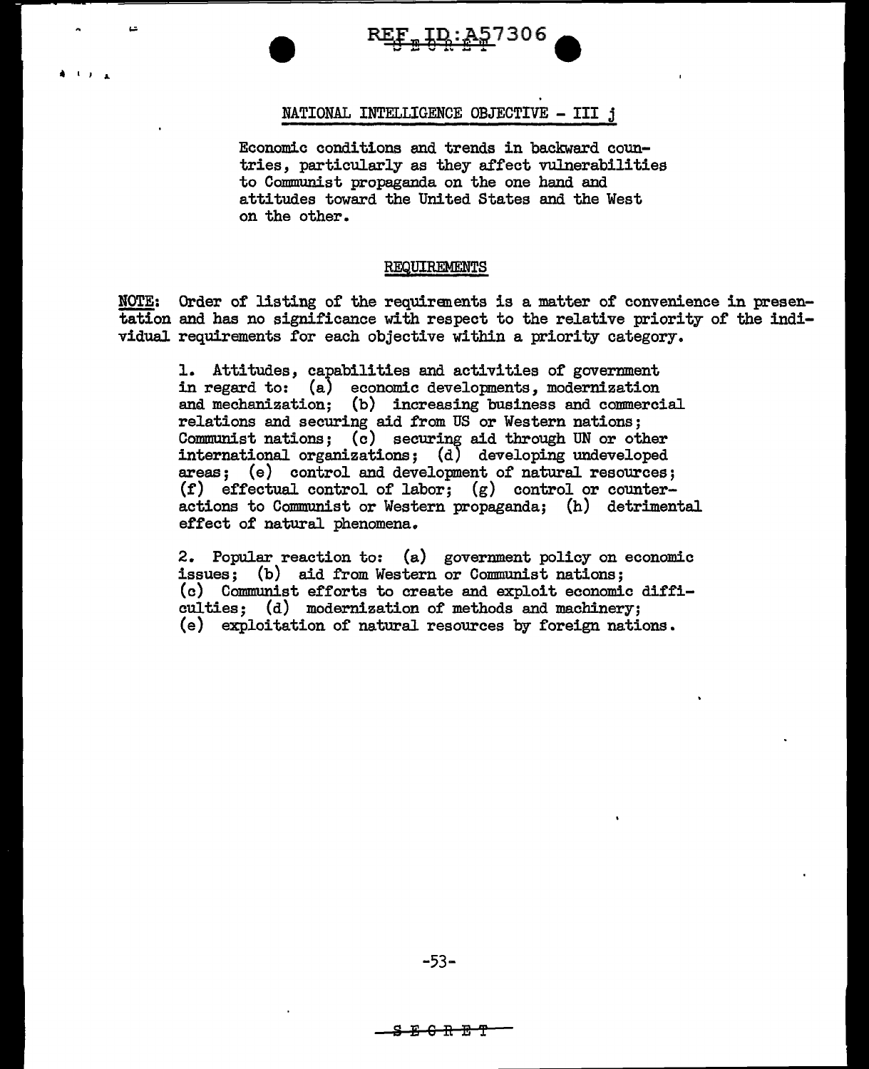## NATIONAL INTELLIGENCE OBJECTIVE - III j

Economic conditions and trends in backward countries, particularly as they affect vulnerabilities to Communist propaganda on the one hand and attitudes toward the United States and the West on the other.

### REQUIREMENTS

NOTE: Order of listing of the requirements is a matter of convenience in presentation and has no significance with respect to the relative priority of the individual requirements for each objective within a priority category.

1. Attitudes, capabilities and activities of government in regard to: (a) economic developments, modernization and mechanization; (b) increasing business and commercial relations and securing aid from US or Western nations; Communist nations; (c) securing aid through UN or other international organizations; (d) developing undeveloped areas; (e) control and development of natural resources; (f) effectual control of labor; (g) control or counteractions to Communist or Western propaganda; (h) detrimental effect of natural phenomena.

2. Popular reaction to: (a) government policy on economic issues; (b) aid from Western or Communist nations; (c) Communist efforts to create and exploit economic difficulties; (d) modernization of methods and machinery; (e) exploitation of natural resources by foreign nations.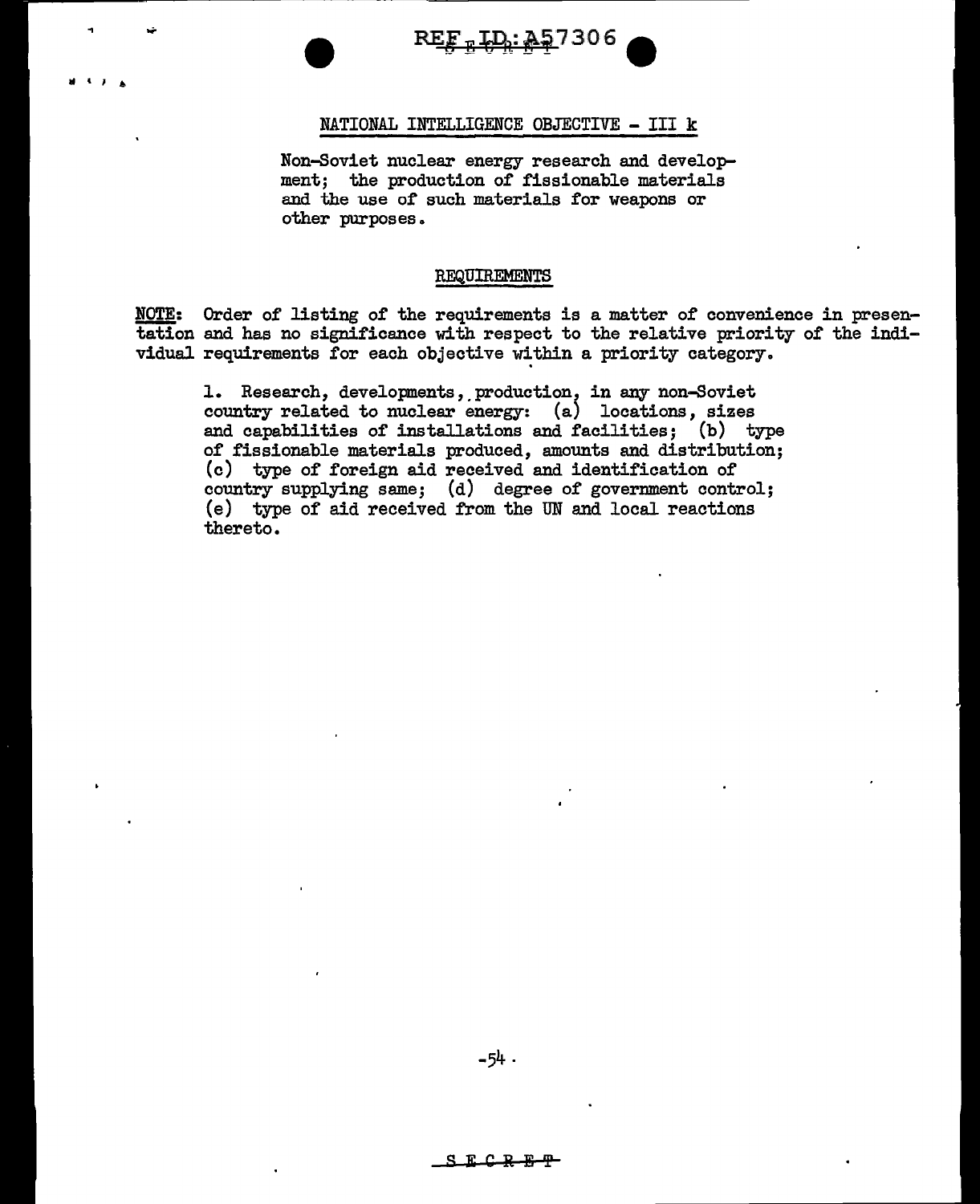## NATIONAL INTELLIGENCE OBJECTIVE - III k

Non-Soviet nuclear energy research and development; the production of fissionable materials and the use of such materials for weapons or other purposes.

### REQUIREMENTS

**NOTE:** Order of listing of the requirements is a matter of convenience in presentation and has no significance with respect to the relative priority of the individual requirements for each objective within a priority category.

1. Research, developments, production, in any non-Soviet country related to nuclear energy: (a) locations, sizes and capabilities of installations and facilities; (b) type of fissionable materials produced, amounts and distribution; (c) type of foreign aid received and identification of country supplying same; (d) degree of government control; (e) type of aid received from the UN and local reactions thereto.